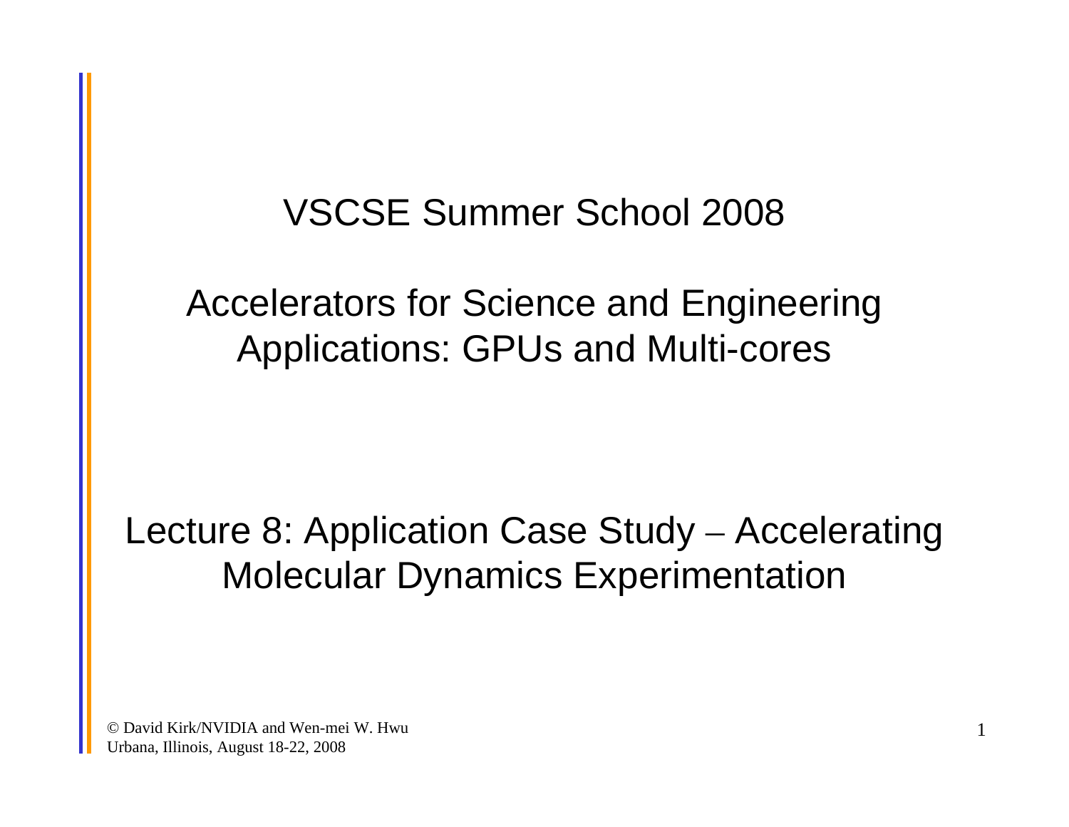# VSCSE Summer School 2008

## Accelerators for Science and Engineering Applications: GPUs and Multi-cores

## Lecture 8: Application Case Study – Accelerating Molecular Dynamics Experimentation

© David Kirk/NVIDIA and Wen-mei W. Hwu
Urbana, Illinois, August 18-22, 2008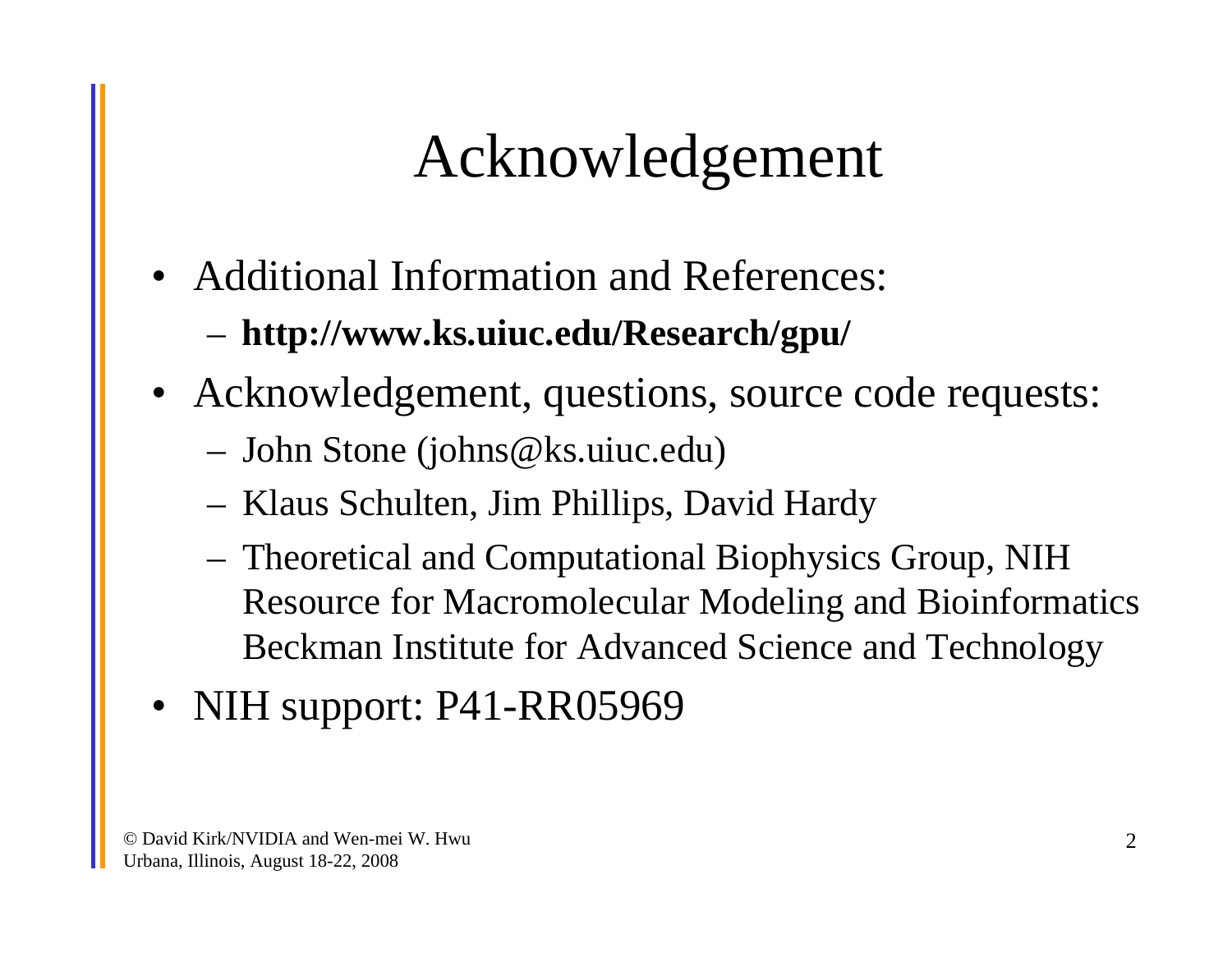# Acknowledgement

- Additional Information and References:
  - **http://www.ks.uiuc.edu/Research/gpu/**
- Acknowledgement, questions, source code requests:
  - John Stone (johns@ks.uiuc.edu)
  - Klaus Schulten, Jim Phillips, David Hardy
  - Theoretical and Computational Biophysics Group, NIH Resource for Macromolecular Modeling and Bioinformatics Beckman Institute for Advanced Science and Technology
- NIH support: P41-RR05969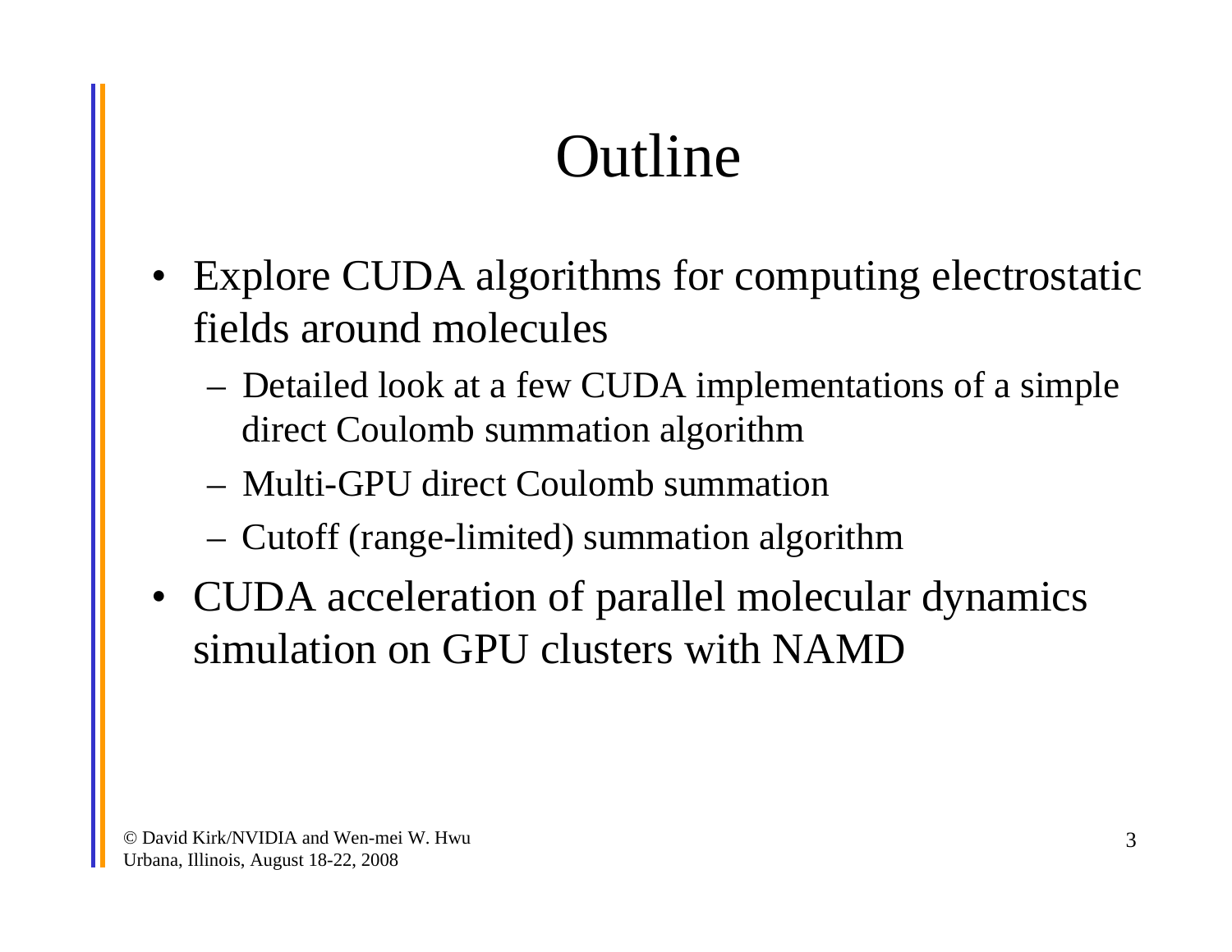# Outline

- Explore CUDA algorithms for computing electrostatic fields around molecules
  - Detailed look at a few CUDA implementations of a simple direct Coulomb summation algorithm
  - Multi-GPU direct Coulomb summation
  - Cutoff (range-limited) summation algorithm
- CUDA acceleration of parallel molecular dynamics simulation on GPU clusters with NAMD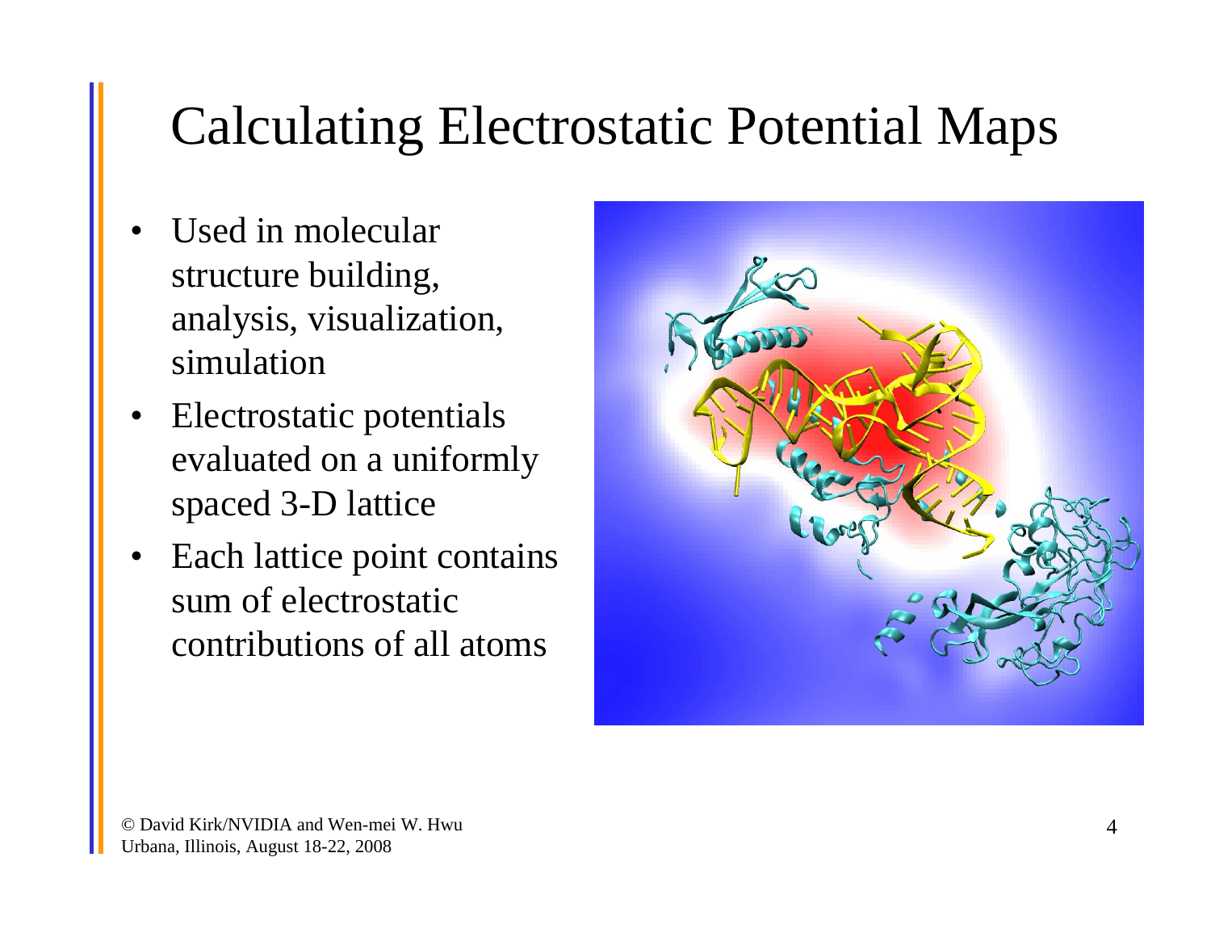# Calculating Electrostatic Potential Maps

- Used in molecular structure building, analysis, visualization, simulation
- Electrostatic potentials evaluated on a uniformly spaced 3-D lattice
- Each lattice point contains sum of electrostatic contributions of all atoms

© David Kirk/NVIDIA and Wen-mei W. Hwu
Urbana, Illinois, August 18-22, 2008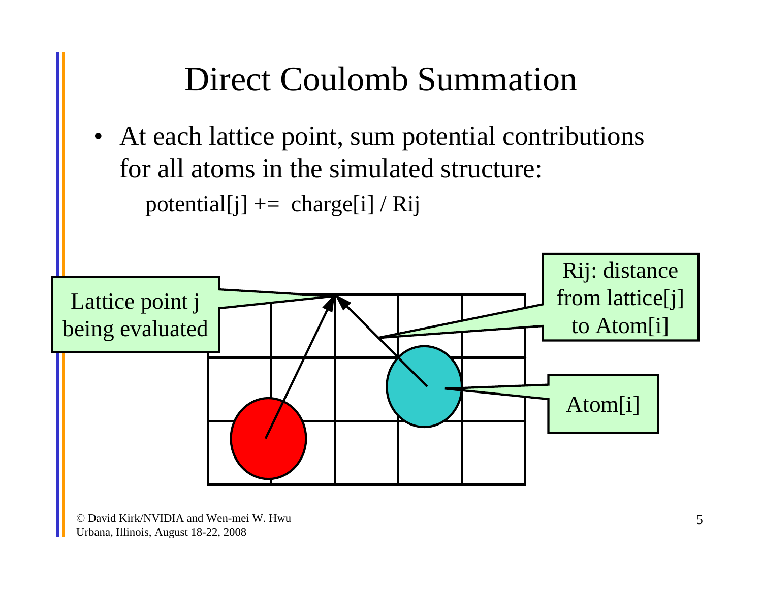# Direct Coulomb Summation

- At each lattice point, sum potential contributions for all atoms in the simulated structure:

  potential[j] += charge[i] / Rij

Lattice point j being evaluated

Rij: distance from lattice[j] to Atom[i]

Atom[i]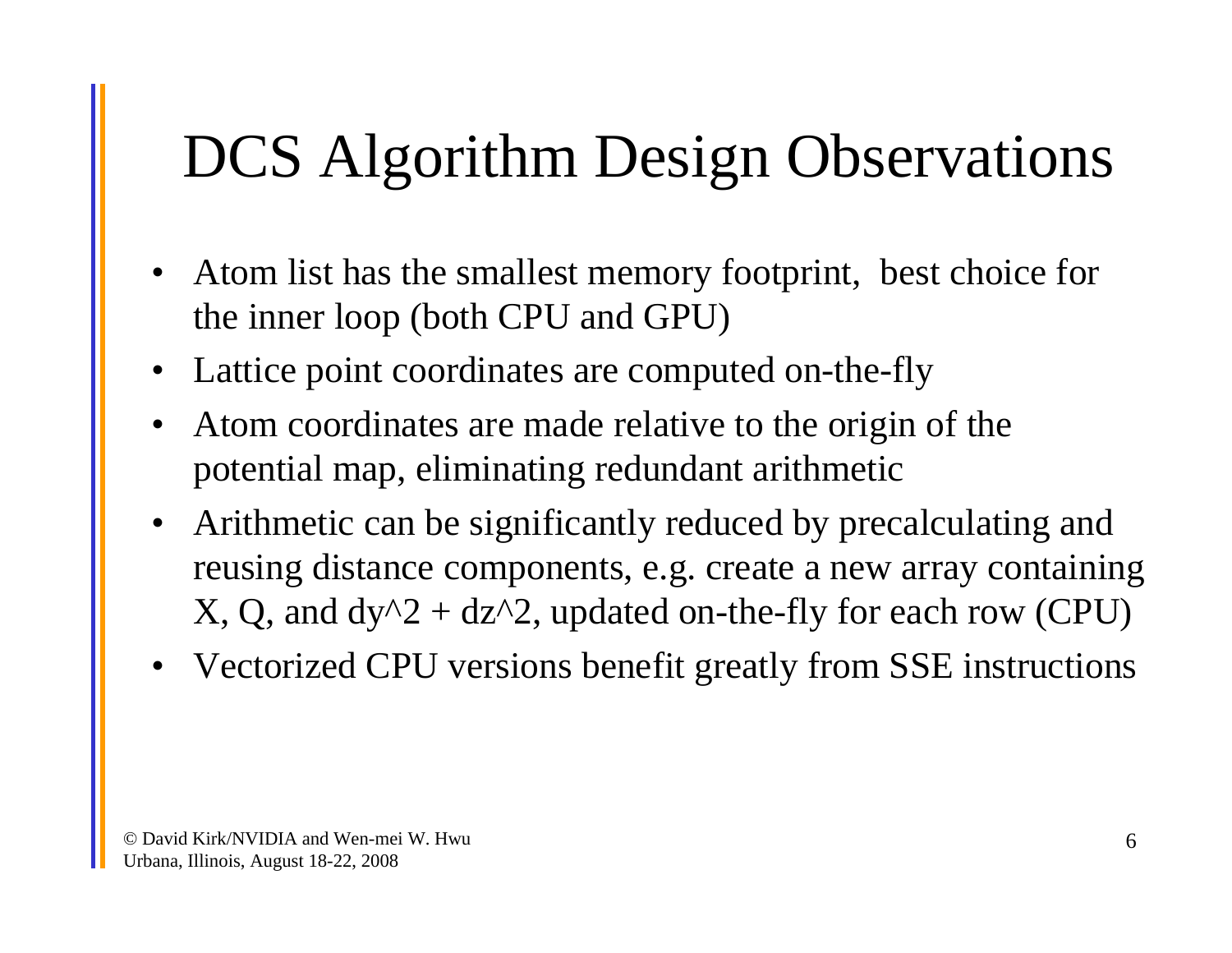# DCS Algorithm Design Observations

- Atom list has the smallest memory footprint, best choice for the inner loop (both CPU and GPU)
- Lattice point coordinates are computed on-the-fly
- Atom coordinates are made relative to the origin of the potential map, eliminating redundant arithmetic
- Arithmetic can be significantly reduced by precalculating and reusing distance components, e.g. create a new array containing X, Q, and dy^2 + dz^2, updated on-the-fly for each row (CPU)
- Vectorized CPU versions benefit greatly from SSE instructions

© David Kirk/NVIDIA and Wen-mei W. Hwu
Urbana, Illinois, August 18-22, 2008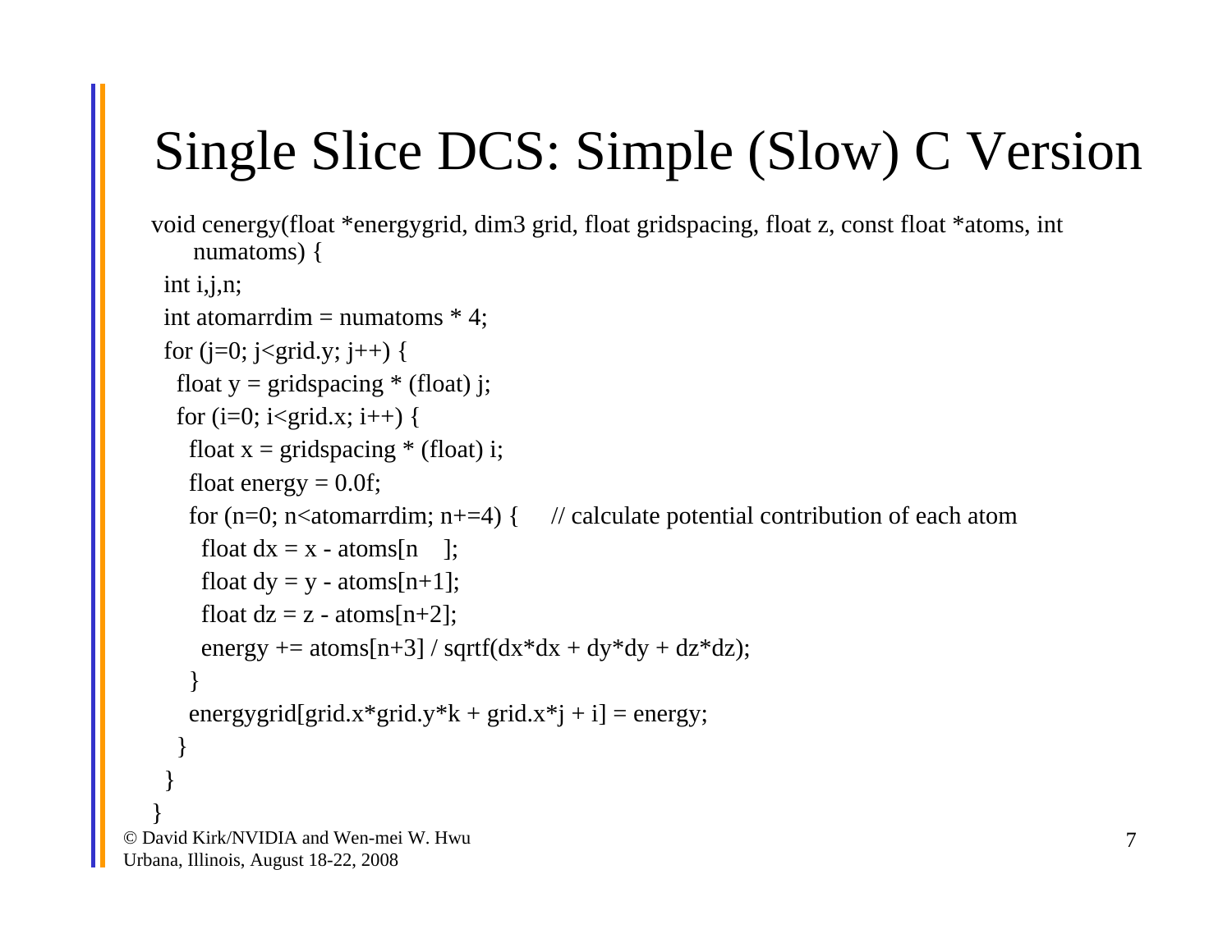# Single Slice DCS: Simple (Slow) C Version

```
void cenergy(float *energygrid, dim3 grid, float gridspacing, float z, const float *atoms, int
     numatoms) {
  int i,j,n;
  int atomarrdim = numatoms * 4;
  for (j=0; j<grid.y; j++) {
    float y = gridspacing * (float) j;
    for (i=0; i<grid.x; i++) {
      float x = gridspacing * (float) i;
      float energy = 0.0f;
      for (n=0; n<atomarrdim; n+=4) {     // calculate potential contribution of each atom
        float dx = x - atoms[n    ];
        float dy = y - atoms[n+1];
        float dz = z - atoms[n+2];
        energy += atoms[n+3] / sqrtf(dx*dx + dy*dy + dz*dz);
      }
      energygrid[grid.x*grid.y*k + grid.x*j + i] = energy;
    }
  }
}
```

© David Kirk/NVIDIA and Wen-mei W. Hwu
Urbana, Illinois, August 18-22, 2008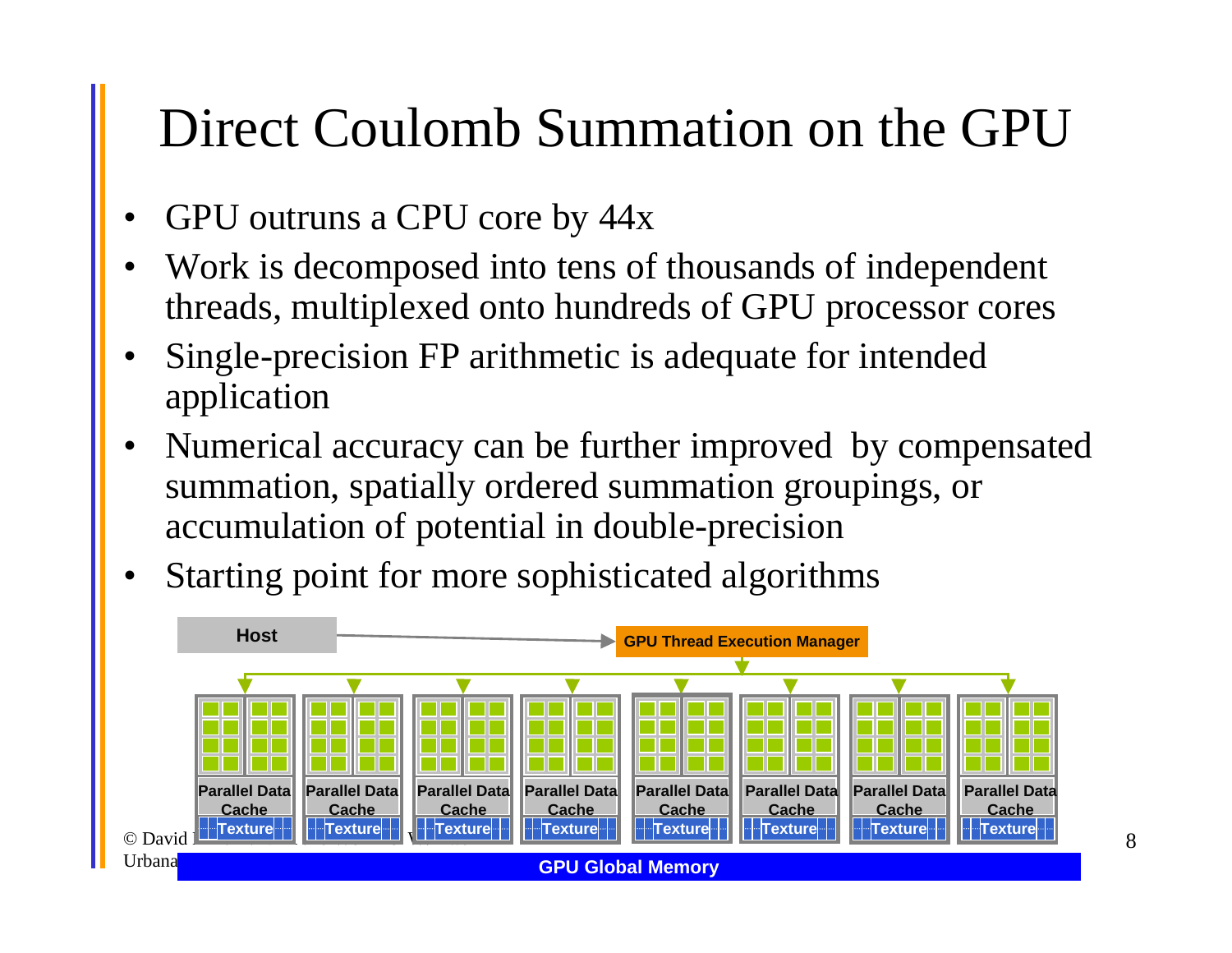# Direct Coulomb Summation on the GPU

- GPU outruns a CPU core by 44x
- Work is decomposed into tens of thousands of independent threads, multiplexed onto hundreds of GPU processor cores
- Single-precision FP arithmetic is adequate for intended application
- Numerical accuracy can be further improved by compensated summation, spatially ordered summation groupings, or accumulation of potential in double-precision
- Starting point for more sophisticated algorithms

Host

GPU Thread Execution Manager

Parallel Data Cache | Parallel Data Cache | Parallel Data Cache | Parallel Data Cache | Parallel Data Cache | Parallel Data Cache | Parallel Data Cache | Parallel Data Cache

Texture | Texture | Texture | Texture | Texture | Texture | Texture | Texture

GPU Global Memory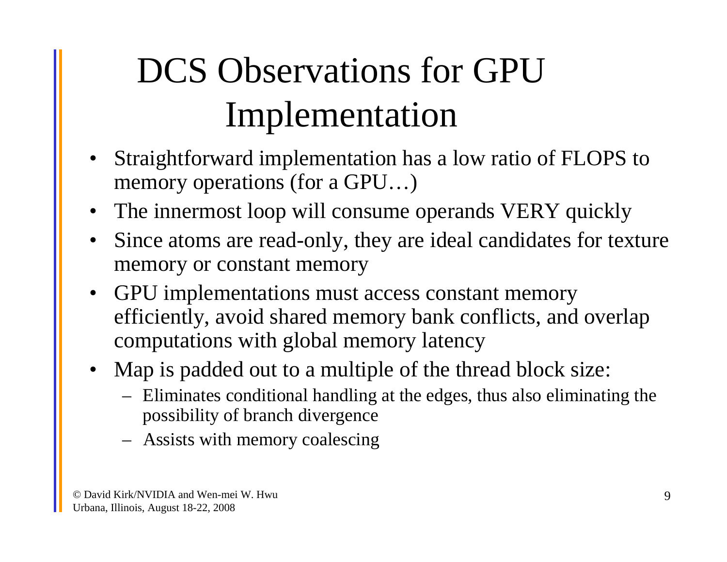# DCS Observations for GPU Implementation

- Straightforward implementation has a low ratio of FLOPS to memory operations (for a GPU…)
- The innermost loop will consume operands VERY quickly
- Since atoms are read-only, they are ideal candidates for texture memory or constant memory
- GPU implementations must access constant memory efficiently, avoid shared memory bank conflicts, and overlap computations with global memory latency
- Map is padded out to a multiple of the thread block size:
  - Eliminates conditional handling at the edges, thus also eliminating the possibility of branch divergence
  - Assists with memory coalescing

© David Kirk/NVIDIA and Wen-mei W. Hwu
Urbana, Illinois, August 18-22, 2008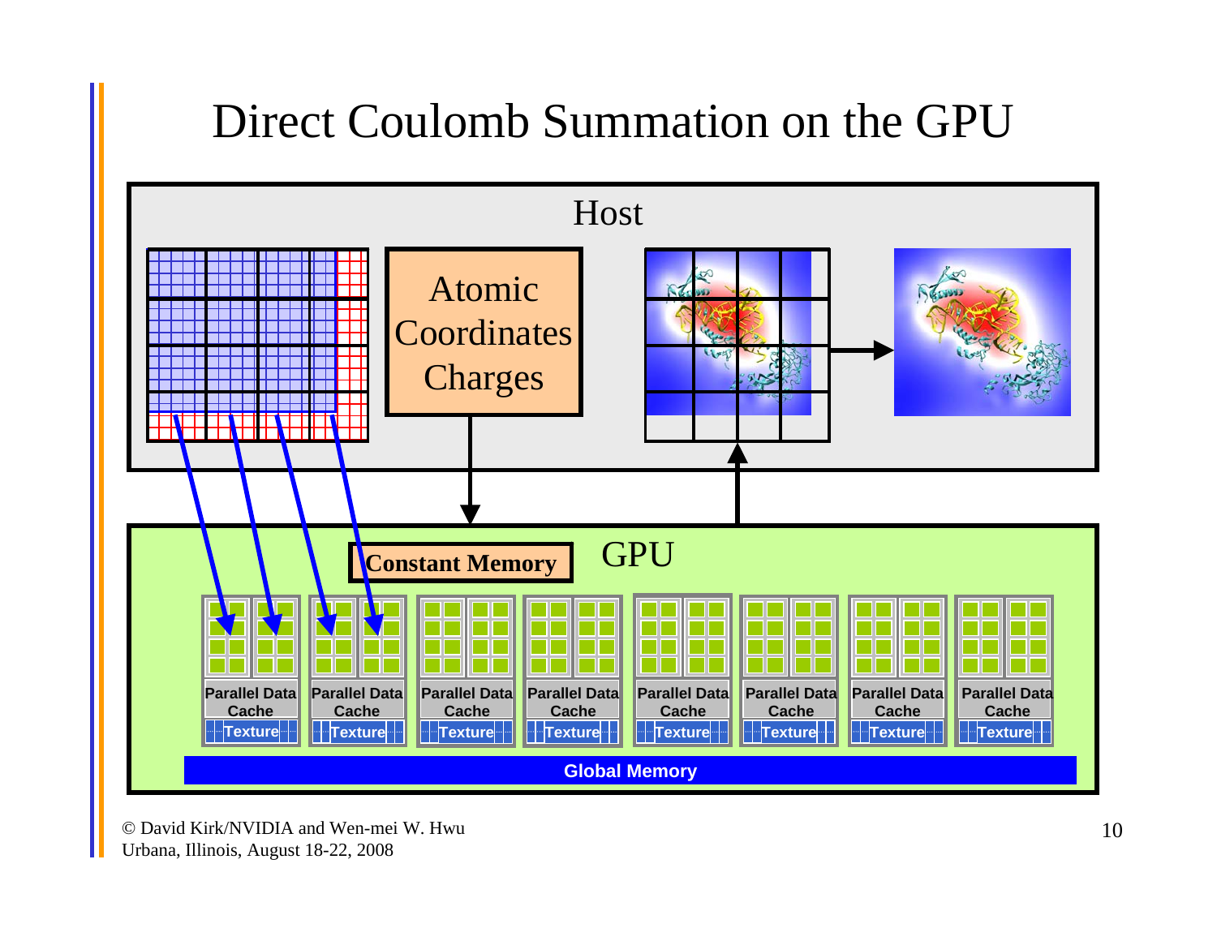# Direct Coulomb Summation on the GPU

Host

Atomic Coordinates Charges

GPU

Constant Memory

Parallel Data Cache

Texture

Parallel Data Cache

Texture

Parallel Data Cache

Texture

Parallel Data Cache

Texture

Parallel Data Cache

Texture

Parallel Data Cache

Texture

Parallel Data Cache

Texture

Parallel Data Cache

Texture

Global Memory

© David Kirk/NVIDIA and Wen-mei W. Hwu
Urbana, Illinois, August 18-22, 2008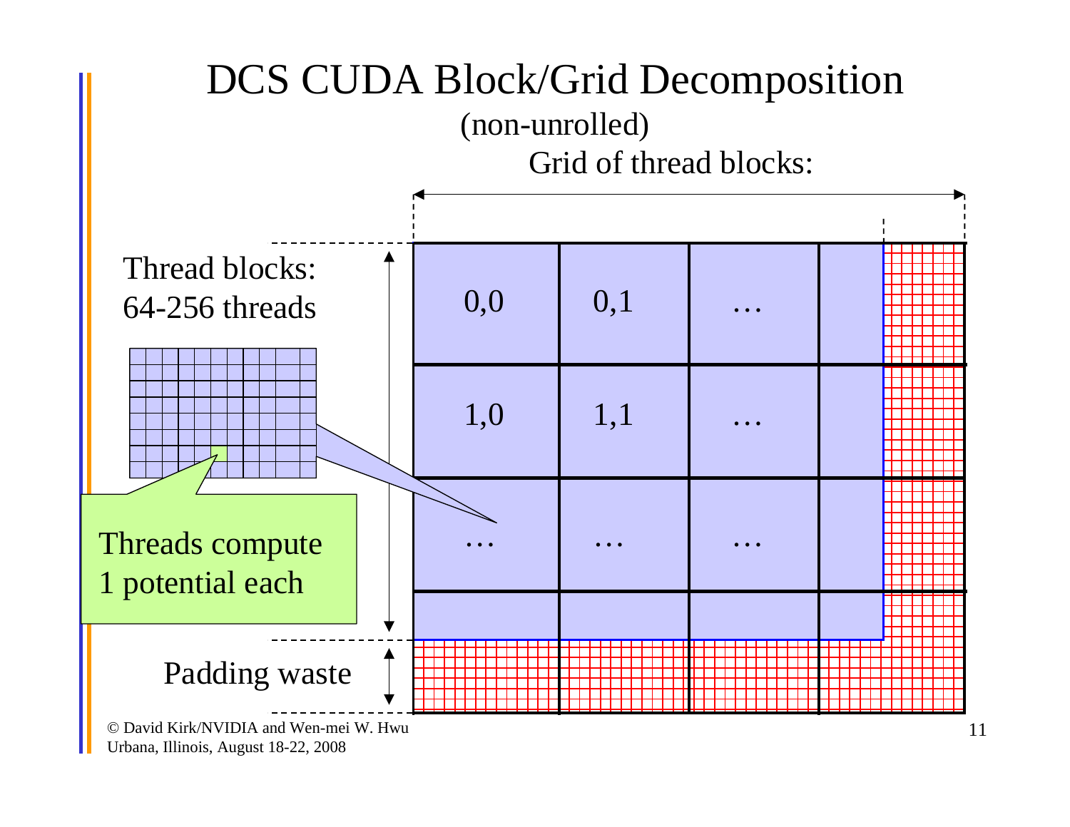# DCS CUDA Block/Grid Decomposition

(non-unrolled)

Grid of thread blocks:

Thread blocks: 64-256 threads

| 0,0 | 0,1 | … |
|---|---|---|
| 1,0 | 1,1 | … |
| … | … | … |

Threads compute 1 potential each

Padding waste

© David Kirk/NVIDIA and Wen-mei W. Hwu
Urbana, Illinois, August 18-22, 2008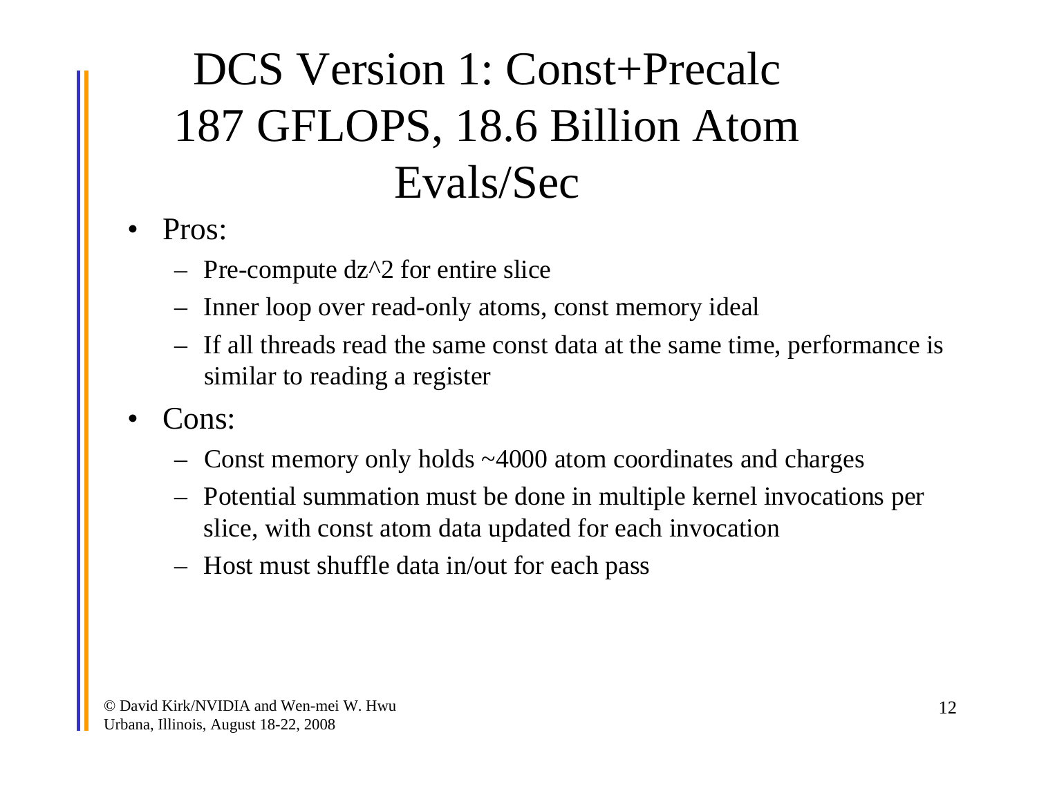# DCS Version 1: Const+Precalc 187 GFLOPS, 18.6 Billion Atom Evals/Sec

- Pros:
  - Pre-compute dz^2 for entire slice
  - Inner loop over read-only atoms, const memory ideal
  - If all threads read the same const data at the same time, performance is similar to reading a register
- Cons:
  - Const memory only holds ~4000 atom coordinates and charges
  - Potential summation must be done in multiple kernel invocations per slice, with const atom data updated for each invocation
  - Host must shuffle data in/out for each pass

© David Kirk/NVIDIA and Wen-mei W. Hwu
Urbana, Illinois, August 18-22, 2008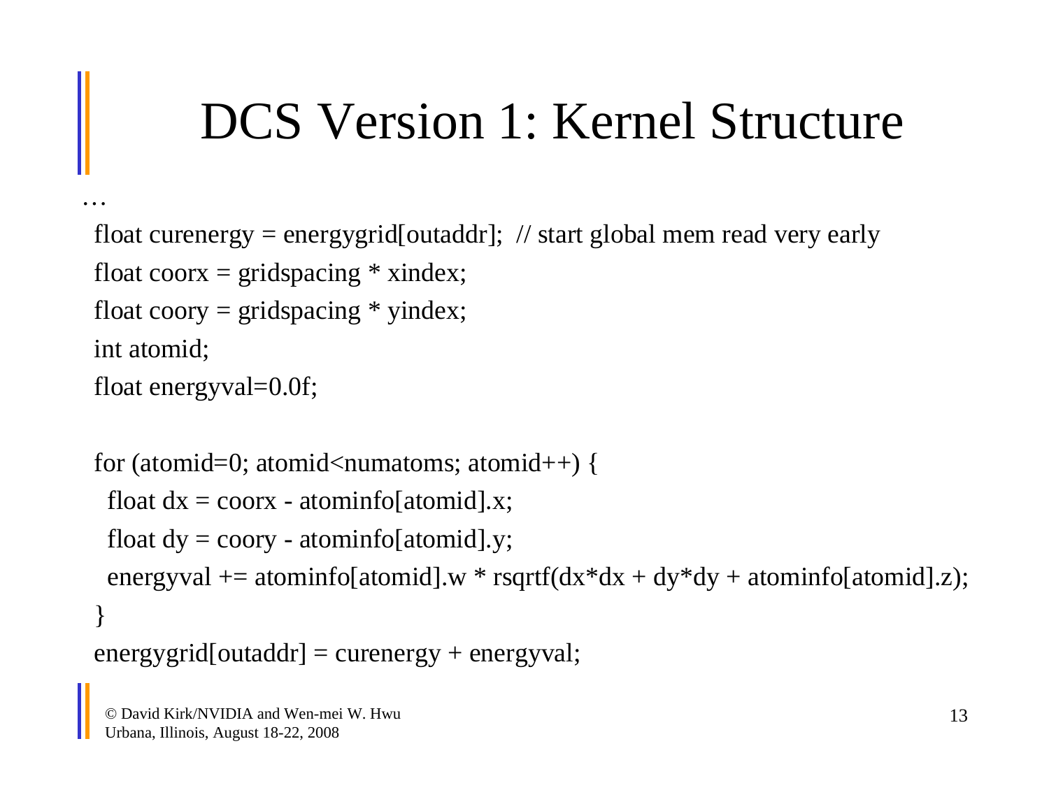# DCS Version 1: Kernel Structure

```
…
 float curenergy = energygrid[outaddr];  // start global mem read very early
 float coorx = gridspacing * xindex;
 float coory = gridspacing * yindex;
 int atomid;
 float energyval=0.0f;

 for (atomid=0; atomid<numatoms; atomid++) {
   float dx = coorx - atominfo[atomid].x;
   float dy = coory - atominfo[atomid].y;
   energyval += atominfo[atomid].w * rsqrtf(dx*dx + dy*dy + atominfo[atomid].z);
 }
 energygrid[outaddr] = curenergy + energyval;
```

© David Kirk/NVIDIA and Wen-mei W. Hwu
Urbana, Illinois, August 18-22, 2008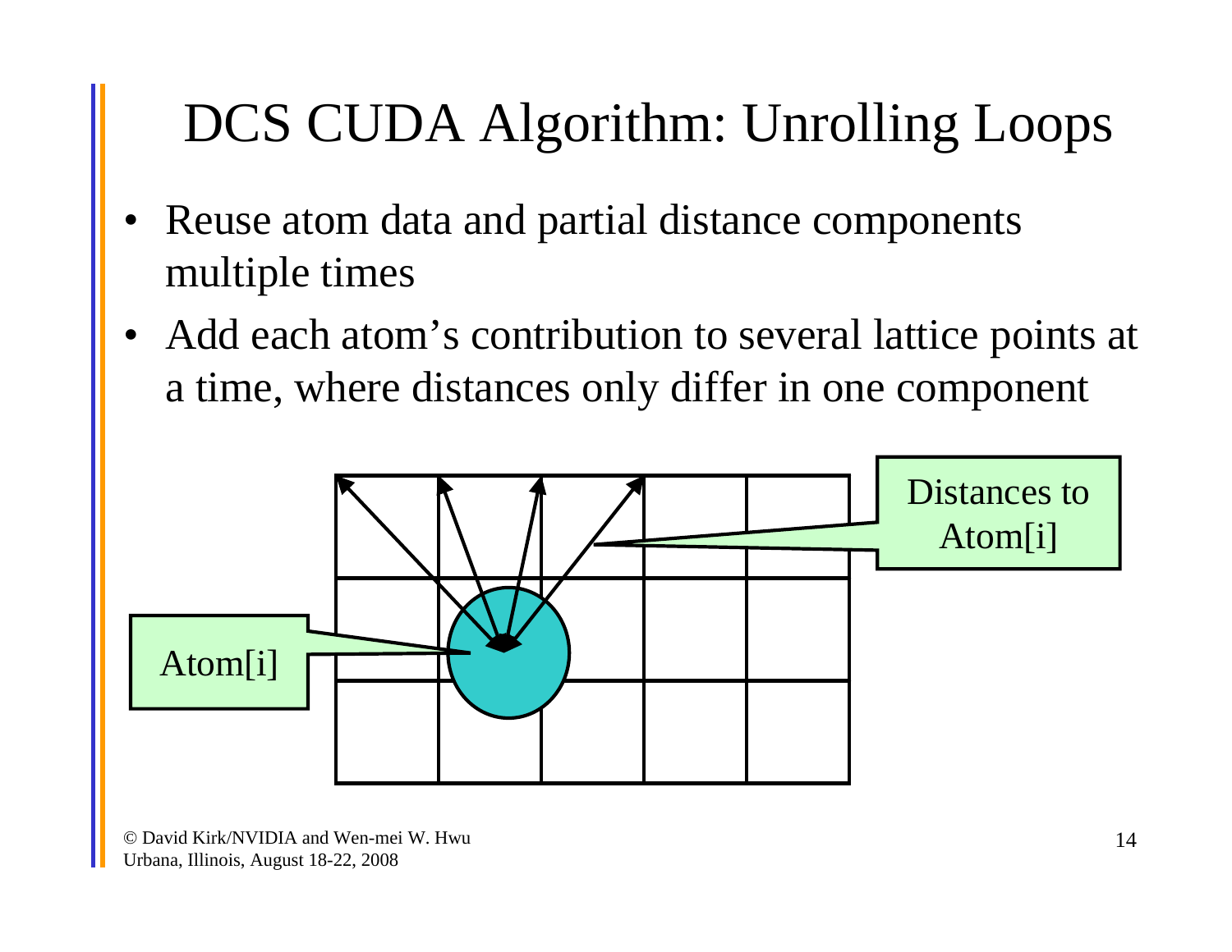# DCS CUDA Algorithm: Unrolling Loops

- Reuse atom data and partial distance components multiple times
- Add each atom's contribution to several lattice points at a time, where distances only differ in one component

Distances to Atom[i]

Atom[i]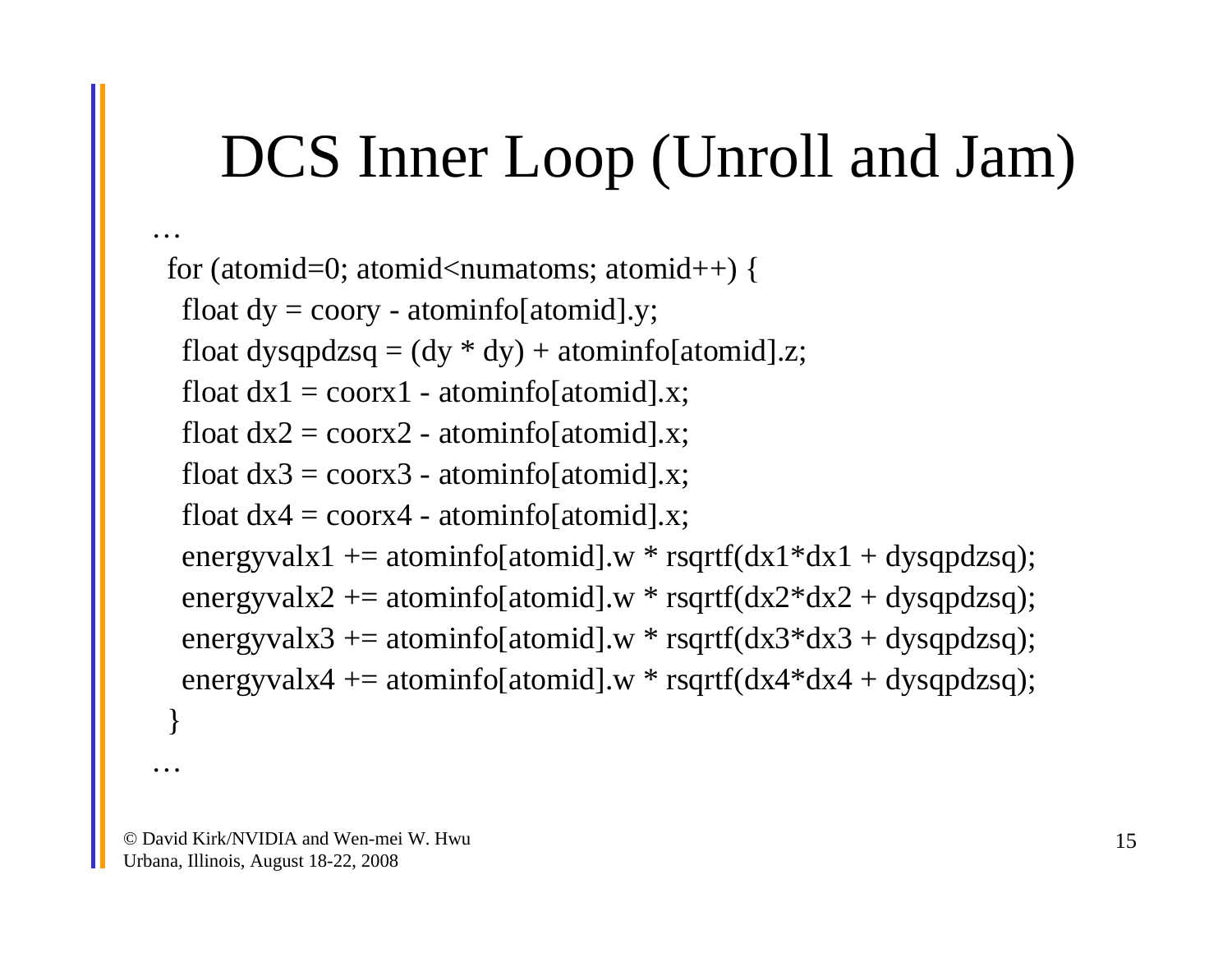# DCS Inner Loop (Unroll and Jam)

```
…
  for (atomid=0; atomid<numatoms; atomid++) {
    float dy = coory - atominfo[atomid].y;
    float dysqpdzsq = (dy * dy) + atominfo[atomid].z;
    float dx1 = coorx1 - atominfo[atomid].x;
    float dx2 = coorx2 - atominfo[atomid].x;
    float dx3 = coorx3 - atominfo[atomid].x;
    float dx4 = coorx4 - atominfo[atomid].x;
    energyvalx1 += atominfo[atomid].w * rsqrtf(dx1*dx1 + dysqpdzsq);
    energyvalx2 += atominfo[atomid].w * rsqrtf(dx2*dx2 + dysqpdzsq);
    energyvalx3 += atominfo[atomid].w * rsqrtf(dx3*dx3 + dysqpdzsq);
    energyvalx4 += atominfo[atomid].w * rsqrtf(dx4*dx4 + dysqpdzsq);
  }
…
```

© David Kirk/NVIDIA and Wen-mei W. Hwu
Urbana, Illinois, August 18-22, 2008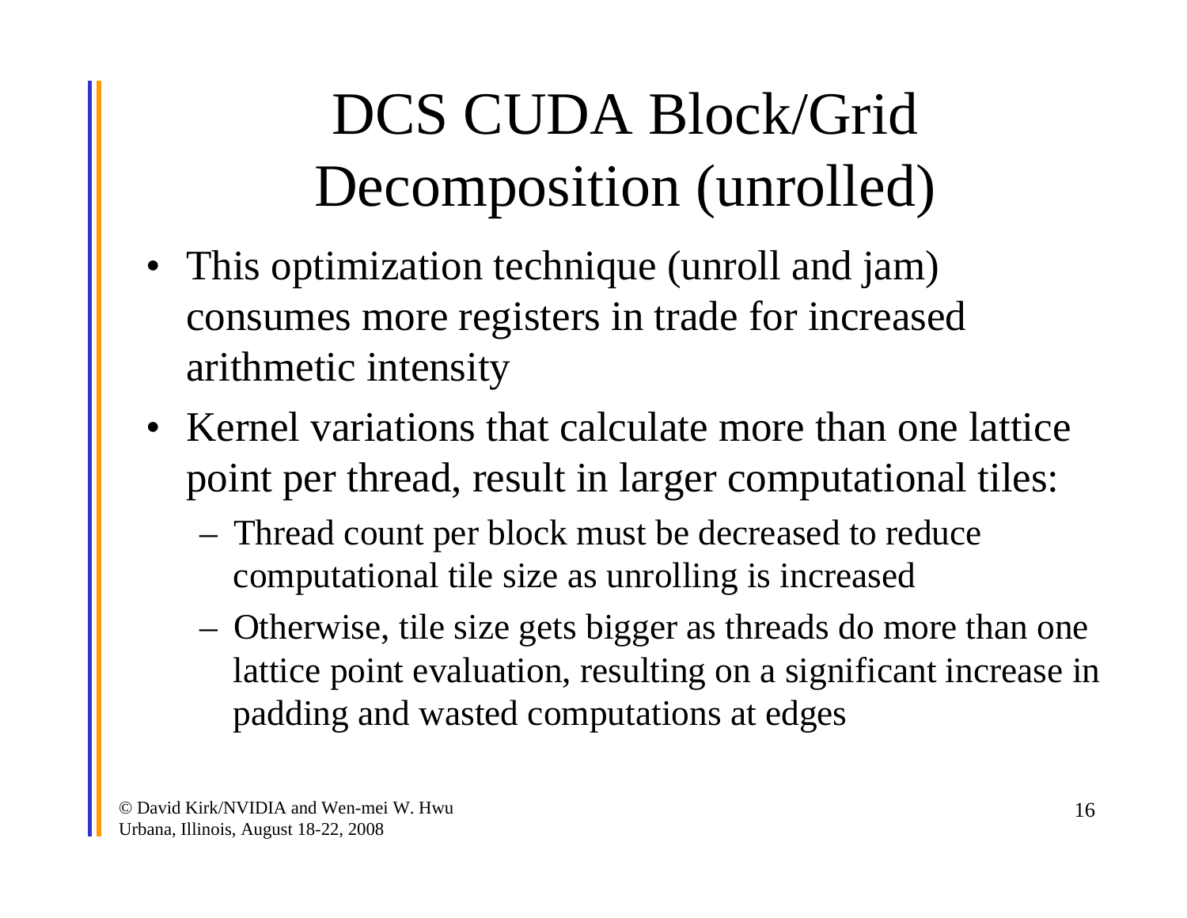# DCS CUDA Block/Grid Decomposition (unrolled)

- This optimization technique (unroll and jam) consumes more registers in trade for increased arithmetic intensity
- Kernel variations that calculate more than one lattice point per thread, result in larger computational tiles:
  - Thread count per block must be decreased to reduce computational tile size as unrolling is increased
  - Otherwise, tile size gets bigger as threads do more than one lattice point evaluation, resulting on a significant increase in padding and wasted computations at edges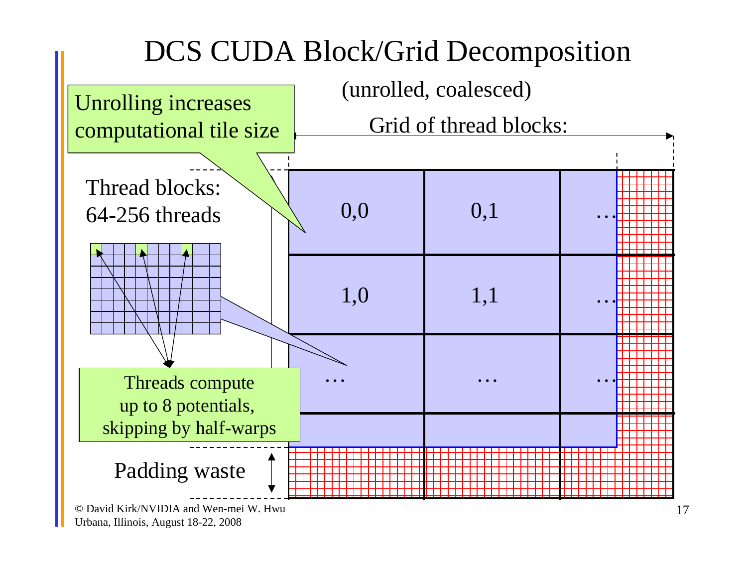# DCS CUDA Block/Grid Decomposition

(unrolled, coalesced)

Unrolling increases computational tile size

Grid of thread blocks:

Thread blocks: 64-256 threads

| 0,0 | 0,1 | … |
|---|---|---|
| 1,0 | 1,1 | … |
| … | … | … |

Threads compute up to 8 potentials, skipping by half-warps

Padding waste

© David Kirk/NVIDIA and Wen-mei W. Hwu
Urbana, Illinois, August 18-22, 2008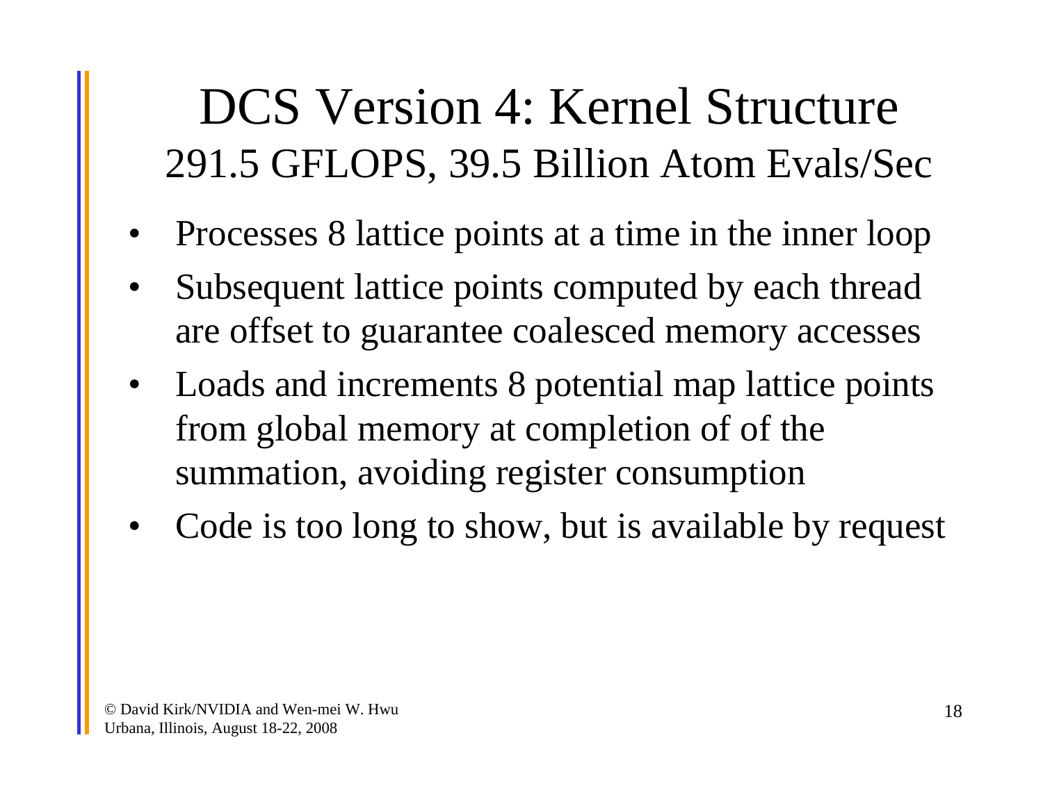# DCS Version 4: Kernel Structure

## 291.5 GFLOPS, 39.5 Billion Atom Evals/Sec

- Processes 8 lattice points at a time in the inner loop
- Subsequent lattice points computed by each thread are offset to guarantee coalesced memory accesses
- Loads and increments 8 potential map lattice points from global memory at completion of of the summation, avoiding register consumption
- Code is too long to show, but is available by request

© David Kirk/NVIDIA and Wen-mei W. Hwu
Urbana, Illinois, August 18-22, 2008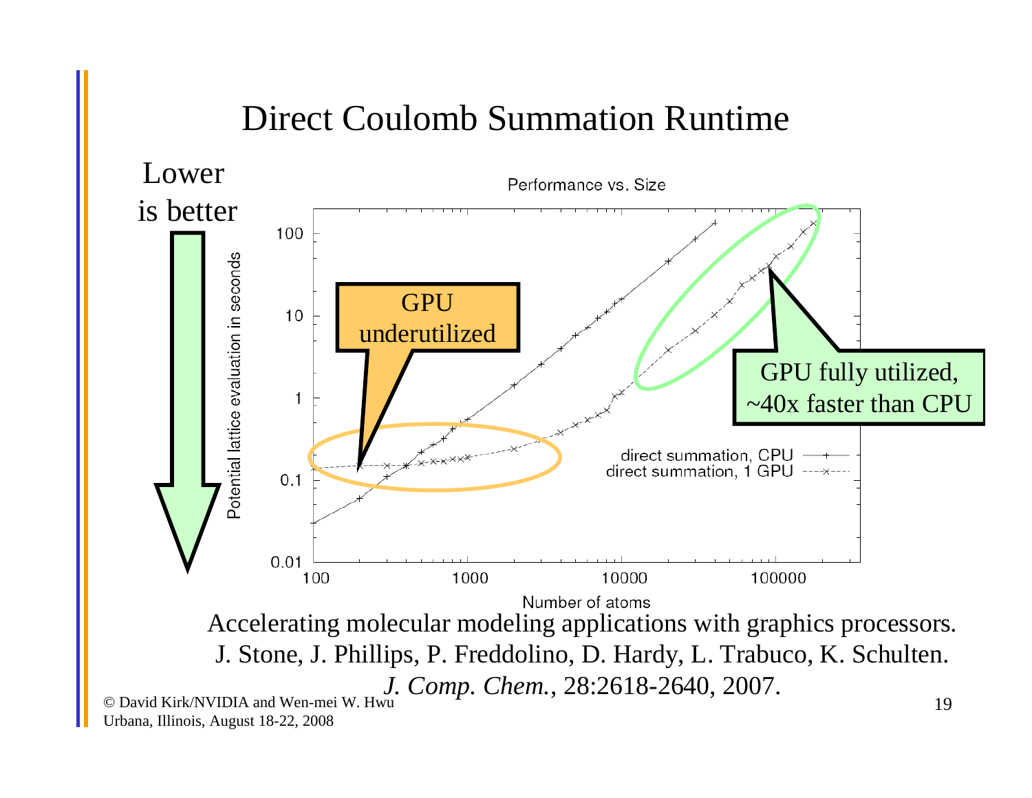# Direct Coulomb Summation Runtime

Lower is better

Performance vs. Size

GPU underutilized

GPU fully utilized, ~40x faster than CPU

Potential lattice evaluation in seconds

Number of atoms

direct summation, CPU

direct summation, 1 GPU

Accelerating molecular modeling applications with graphics processors. J. Stone, J. Phillips, P. Freddolino, D. Hardy, L. Trabuco, K. Schulten. *J. Comp. Chem.*, 28:2618-2640, 2007.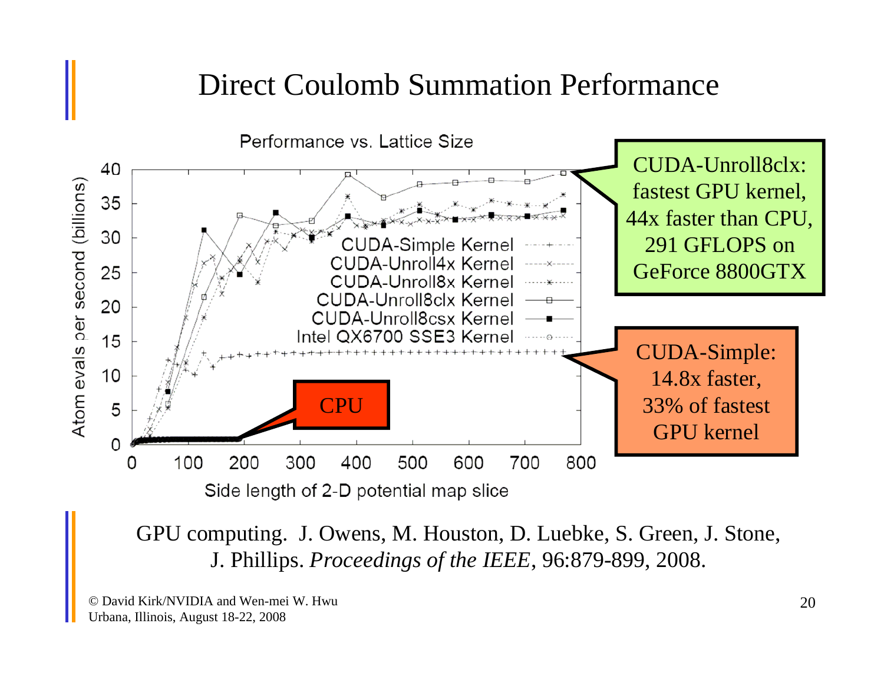# Direct Coulomb Summation Performance

Performance vs. Lattice Size

Atom evals per second (billions)

Side length of 2-D potential map slice

- CUDA-Simple Kernel
- CUDA-Unroll4x Kernel
- CUDA-Unroll8x Kernel
- CUDA-Unroll8clx Kernel
- CUDA-Unroll8csx Kernel
- Intel QX6700 SSE3 Kernel

CUDA-Unroll8clx: fastest GPU kernel, 44x faster than CPU, 291 GFLOPS on GeForce 8800GTX

CUDA-Simple: 14.8x faster, 33% of fastest GPU kernel

CPU

GPU computing. J. Owens, M. Houston, D. Luebke, S. Green, J. Stone, J. Phillips. *Proceedings of the IEEE*, 96:879-899, 2008.

© David Kirk/NVIDIA and Wen-mei W. Hwu
Urbana, Illinois, August 18-22, 2008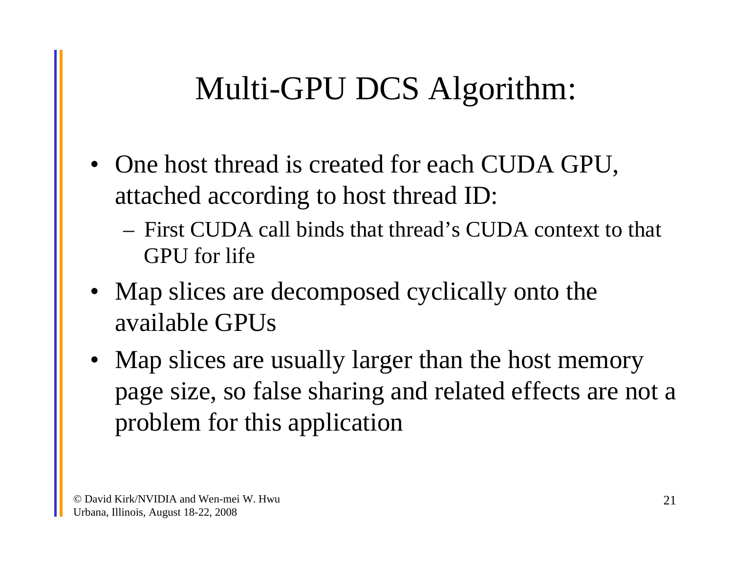# Multi-GPU DCS Algorithm:

- One host thread is created for each CUDA GPU, attached according to host thread ID:
  - First CUDA call binds that thread's CUDA context to that GPU for life
- Map slices are decomposed cyclically onto the available GPUs
- Map slices are usually larger than the host memory page size, so false sharing and related effects are not a problem for this application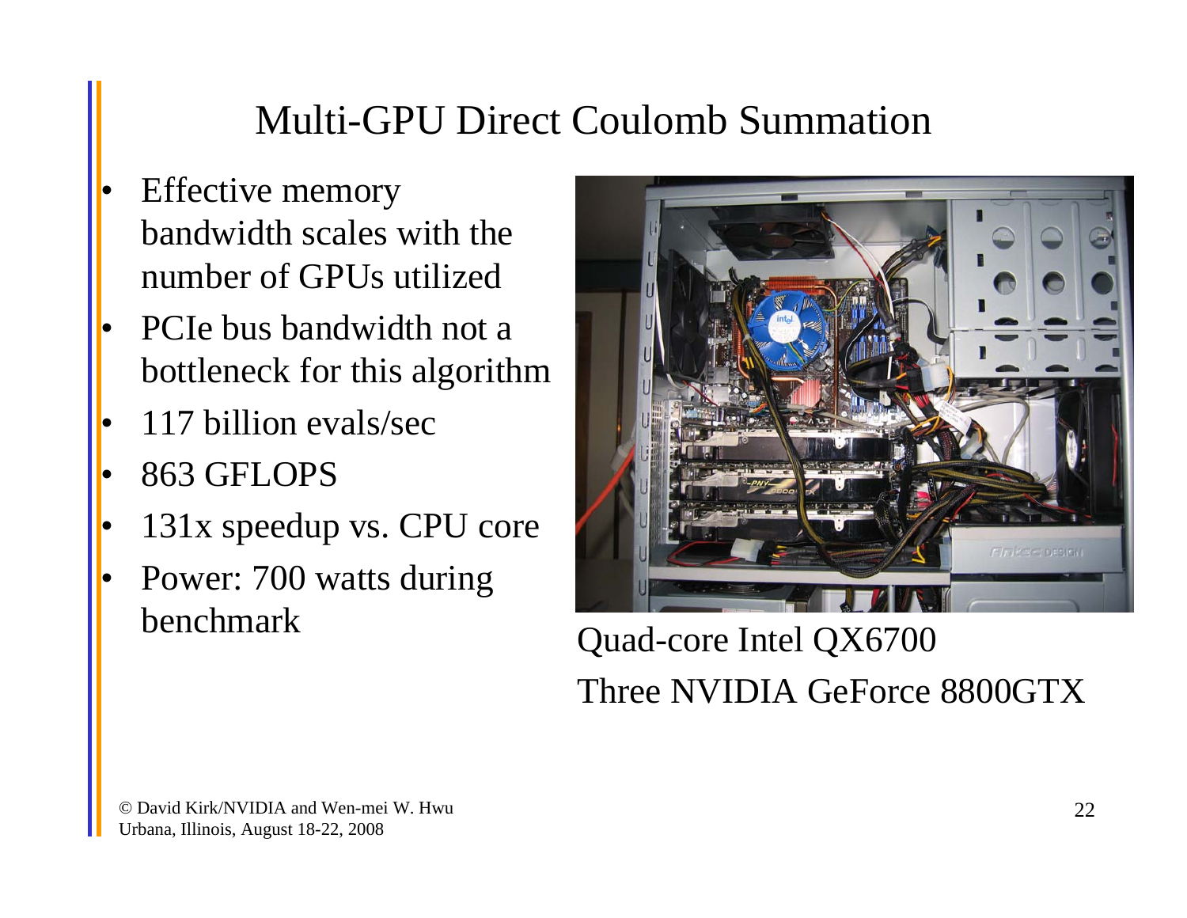# Multi-GPU Direct Coulomb Summation

- Effective memory bandwidth scales with the number of GPUs utilized
- PCIe bus bandwidth not a bottleneck for this algorithm
- 117 billion evals/sec
- 863 GFLOPS
- 131x speedup vs. CPU core
- Power: 700 watts during benchmark

Quad-core Intel QX6700
Three NVIDIA GeForce 8800GTX

© David Kirk/NVIDIA and Wen-mei W. Hwu
Urbana, Illinois, August 18-22, 2008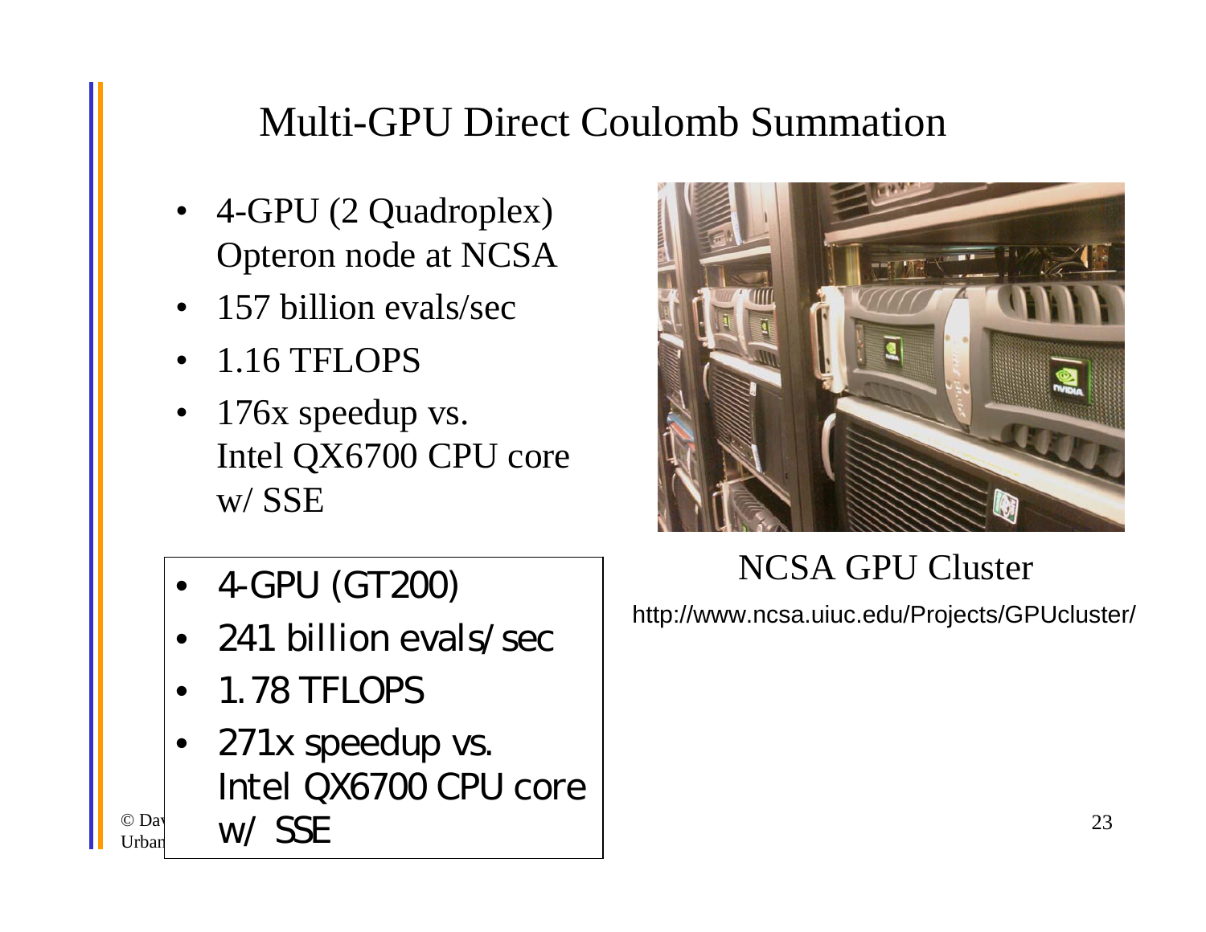# Multi-GPU Direct Coulomb Summation

- 4-GPU (2 Quadroplex) Opteron node at NCSA
- 157 billion evals/sec
- 1.16 TFLOPS
- 176x speedup vs. Intel QX6700 CPU core w/ SSE

- 4-GPU (GT200)
- 241 billion evals/sec
- 1.78 TFLOPS
- 271x speedup vs. Intel QX6700 CPU core w/ SSE

NCSA GPU Cluster

http://www.ncsa.uiuc.edu/Projects/GPUcluster/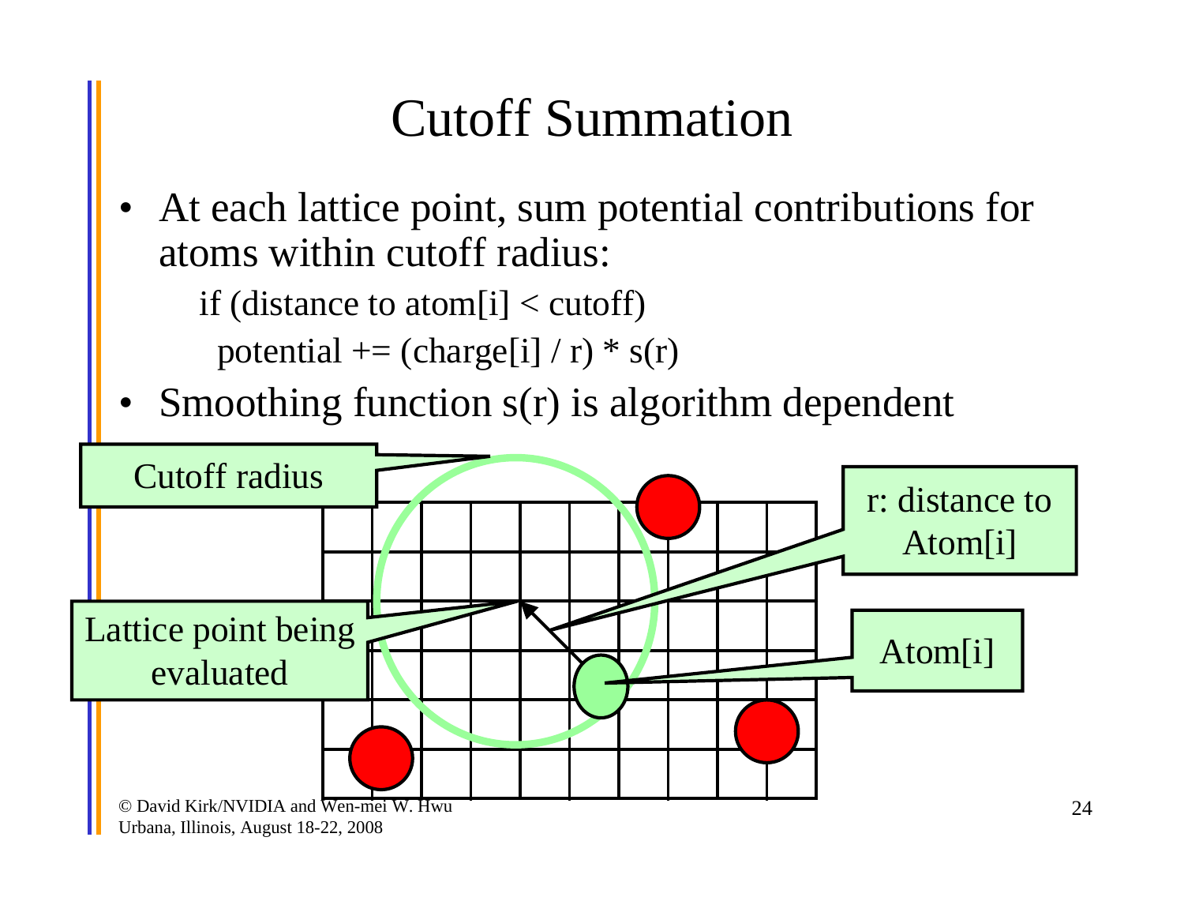# Cutoff Summation

- At each lattice point, sum potential contributions for atoms within cutoff radius:

```
if (distance to atom[i] < cutoff)
  potential += (charge[i] / r) * s(r)
```

- Smoothing function s(r) is algorithm dependent

Cutoff radius

r: distance to Atom[i]

Lattice point being evaluated

Atom[i]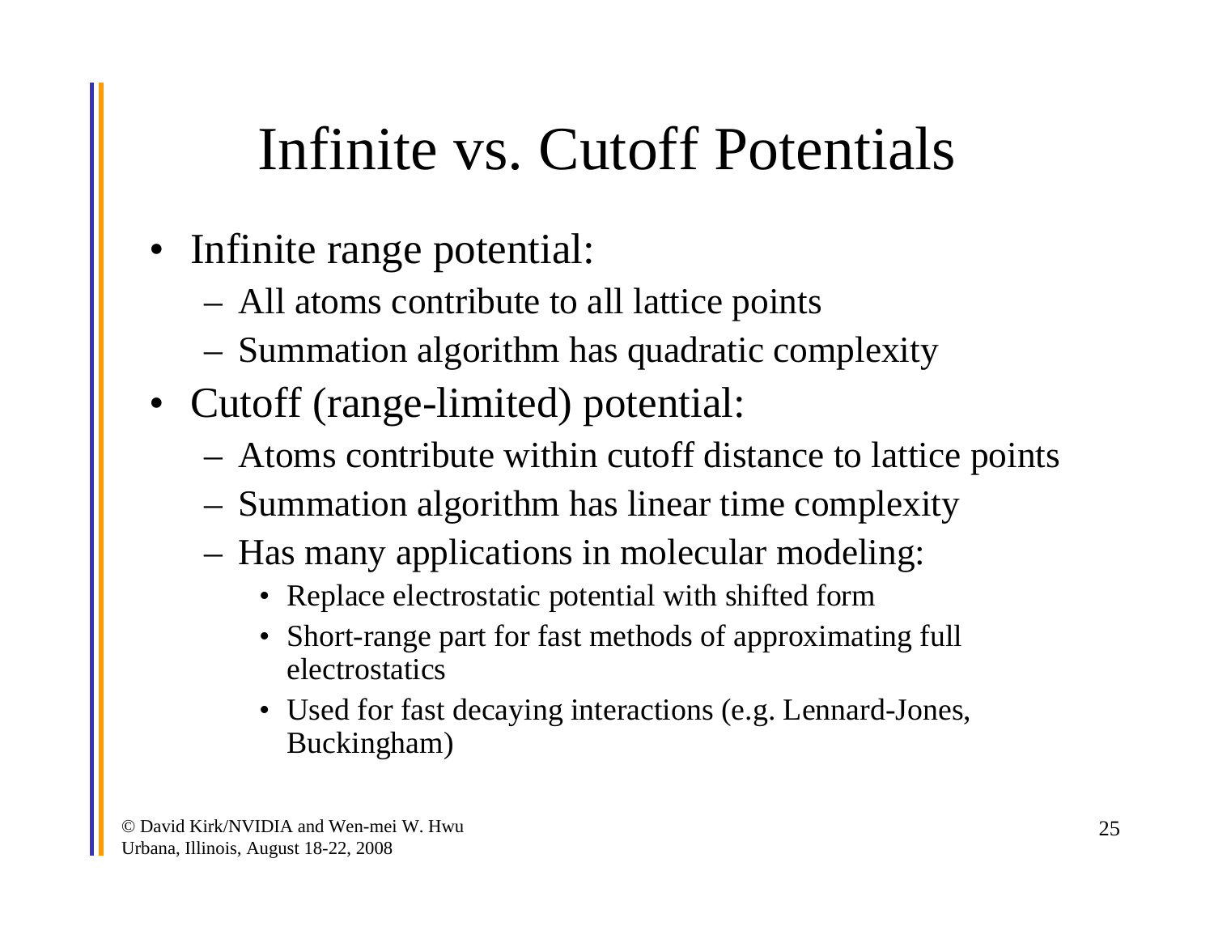# Infinite vs. Cutoff Potentials

- Infinite range potential:
  - All atoms contribute to all lattice points
  - Summation algorithm has quadratic complexity
- Cutoff (range-limited) potential:
  - Atoms contribute within cutoff distance to lattice points
  - Summation algorithm has linear time complexity
  - Has many applications in molecular modeling:
    - Replace electrostatic potential with shifted form
    - Short-range part for fast methods of approximating full electrostatics
    - Used for fast decaying interactions (e.g. Lennard-Jones, Buckingham)

© David Kirk/NVIDIA and Wen-mei W. Hwu
Urbana, Illinois, August 18-22, 2008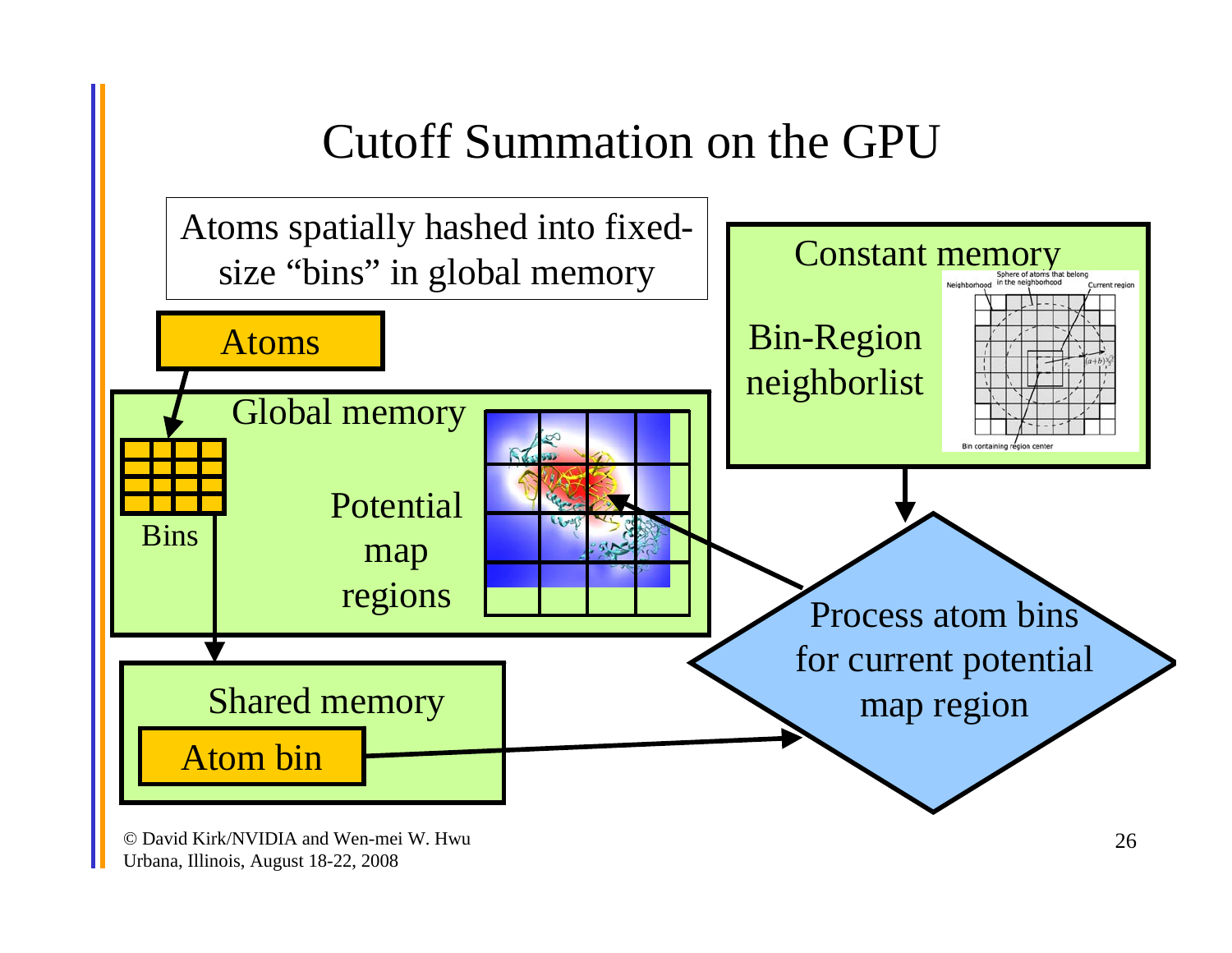# Cutoff Summation on the GPU

Atoms spatially hashed into fixed-size “bins” in global memory

Atoms

Global memory

Bins

Potential map regions

Constant memory

Bin-Region neighborlist

Shared memory

Atom bin

Process atom bins for current potential map region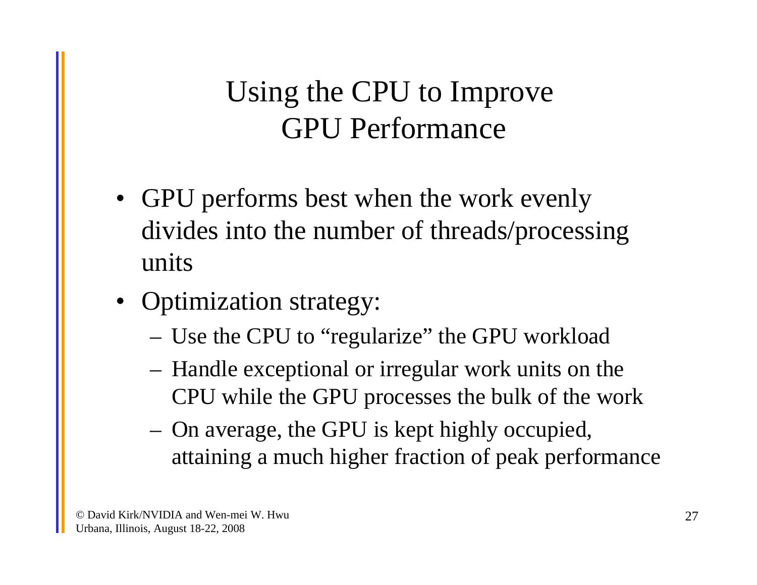# Using the CPU to Improve GPU Performance

- GPU performs best when the work evenly divides into the number of threads/processing units
- Optimization strategy:
  - Use the CPU to "regularize" the GPU workload
  - Handle exceptional or irregular work units on the CPU while the GPU processes the bulk of the work
  - On average, the GPU is kept highly occupied, attaining a much higher fraction of peak performance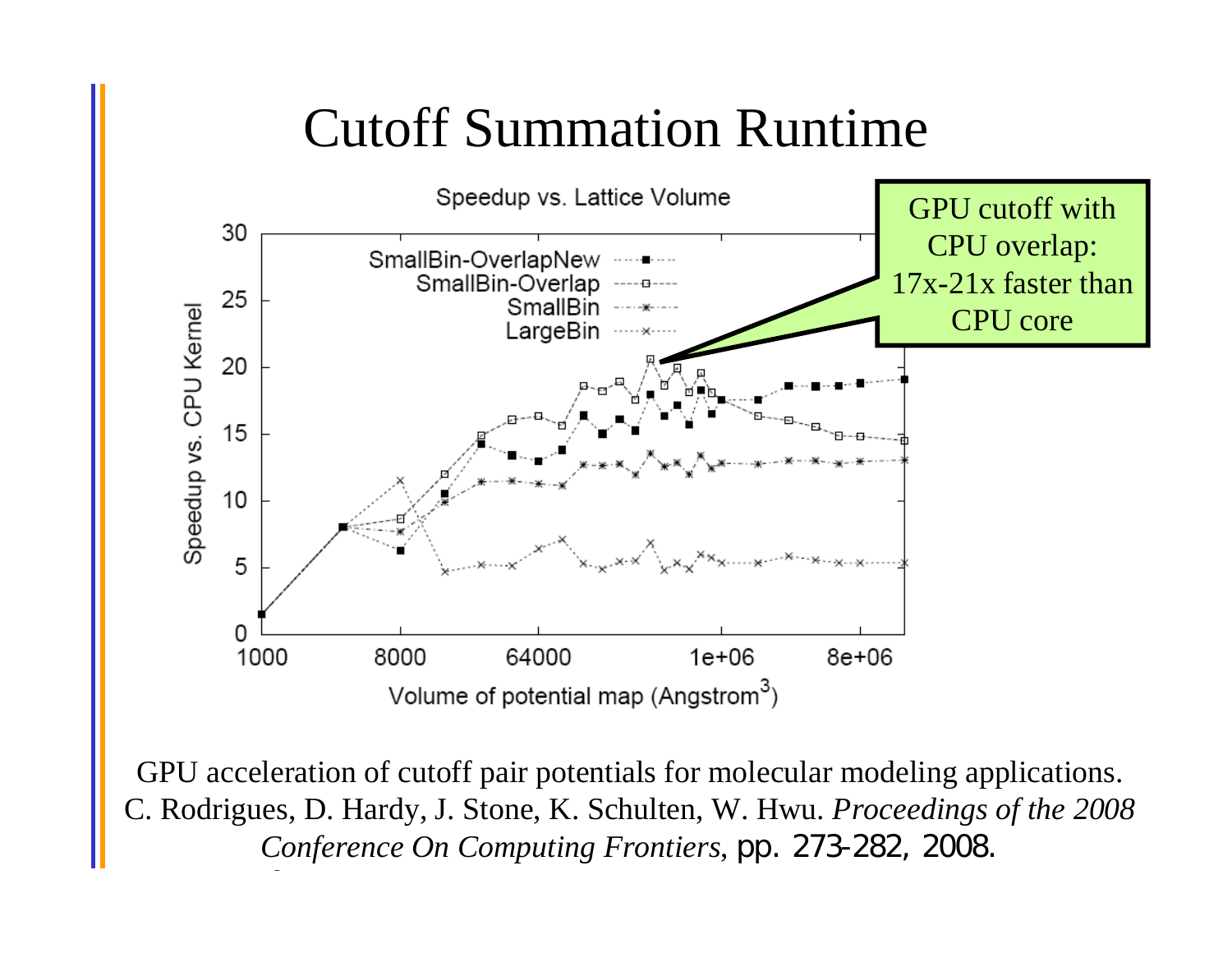# Cutoff Summation Runtime

Speedup vs. Lattice Volume

GPU cutoff with CPU overlap: 17x-21x faster than CPU core

GPU acceleration of cutoff pair potentials for molecular modeling applications. C. Rodrigues, D. Hardy, J. Stone, K. Schulten, W. Hwu. *Proceedings of the 2008 Conference On Computing Frontiers*, pp. 273-282, 2008.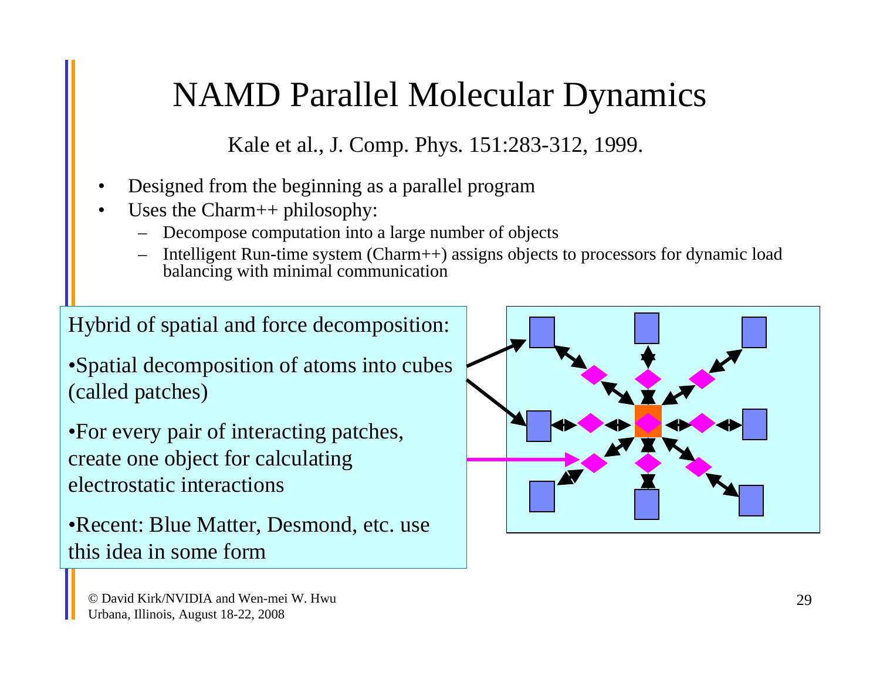# NAMD Parallel Molecular Dynamics

Kale et al., J. Comp. Phys. 151:283-312, 1999.

- Designed from the beginning as a parallel program
- Uses the Charm++ philosophy:
  - Decompose computation into a large number of objects
  - Intelligent Run-time system (Charm++) assigns objects to processors for dynamic load balancing with minimal communication

Hybrid of spatial and force decomposition:

- Spatial decomposition of atoms into cubes (called patches)
- For every pair of interacting patches, create one object for calculating electrostatic interactions
- Recent: Blue Matter, Desmond, etc. use this idea in some form

© David Kirk/NVIDIA and Wen-mei W. Hwu
Urbana, Illinois, August 18-22, 2008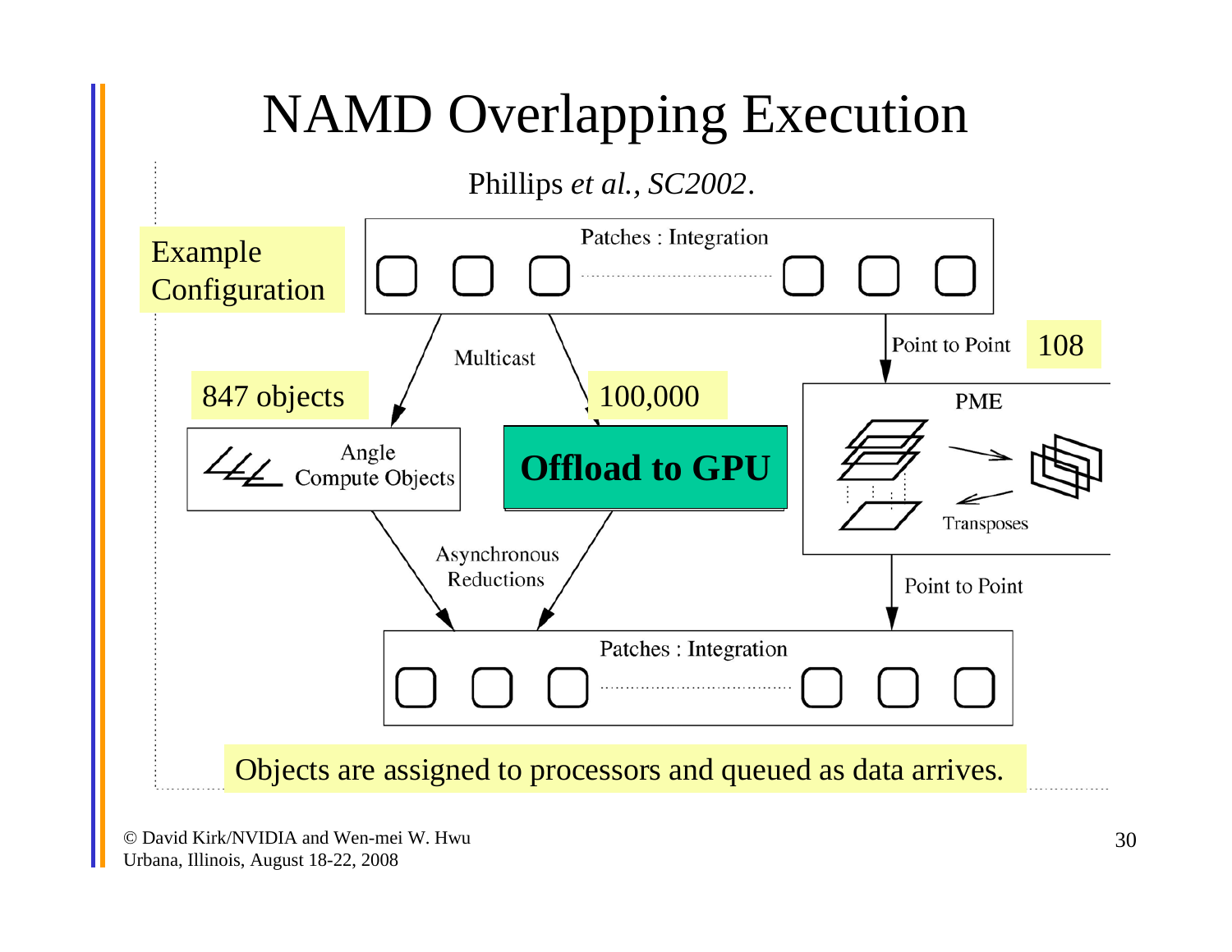# NAMD Overlapping Execution

Phillips *et al., SC2002*.

Example Configuration

Patches : Integration

Multicast

Point to Point

108

847 objects

100,000

Angle Compute Objects

**Offload to GPU**

PME

Transposes

Asynchronous Reductions

Point to Point

Patches : Integration

Objects are assigned to processors and queued as data arrives.

© David Kirk/NVIDIA and Wen-mei W. Hwu
Urbana, Illinois, August 18-22, 2008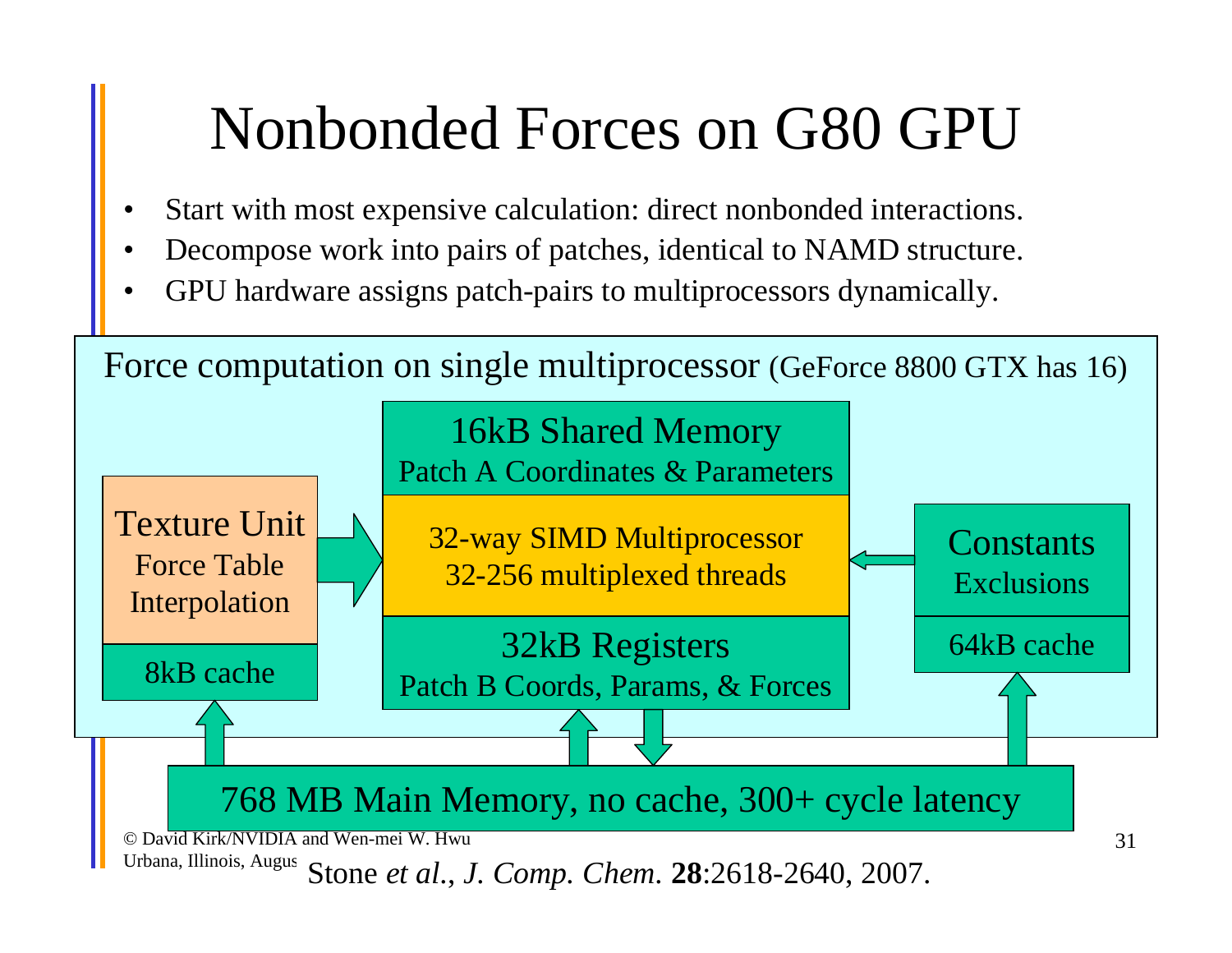# Nonbonded Forces on G80 GPU

- Start with most expensive calculation: direct nonbonded interactions.
- Decompose work into pairs of patches, identical to NAMD structure.
- GPU hardware assigns patch-pairs to multiprocessors dynamically.

Force computation on single multiprocessor (GeForce 8800 GTX has 16)

Texture Unit
Force Table
Interpolation

8kB cache

16kB Shared Memory
Patch A Coordinates & Parameters

32-way SIMD Multiprocessor
32-256 multiplexed threads

32kB Registers
Patch B Coords, Params, & Forces

Constants
Exclusions

64kB cache

768 MB Main Memory, no cache, 300+ cycle latency

© David Kirk/NVIDIA and Wen-mei W. Hwu
Urbana, Illinois, Augus

Stone *et al.*, *J. Comp. Chem.* **28**:2618-2640, 2007.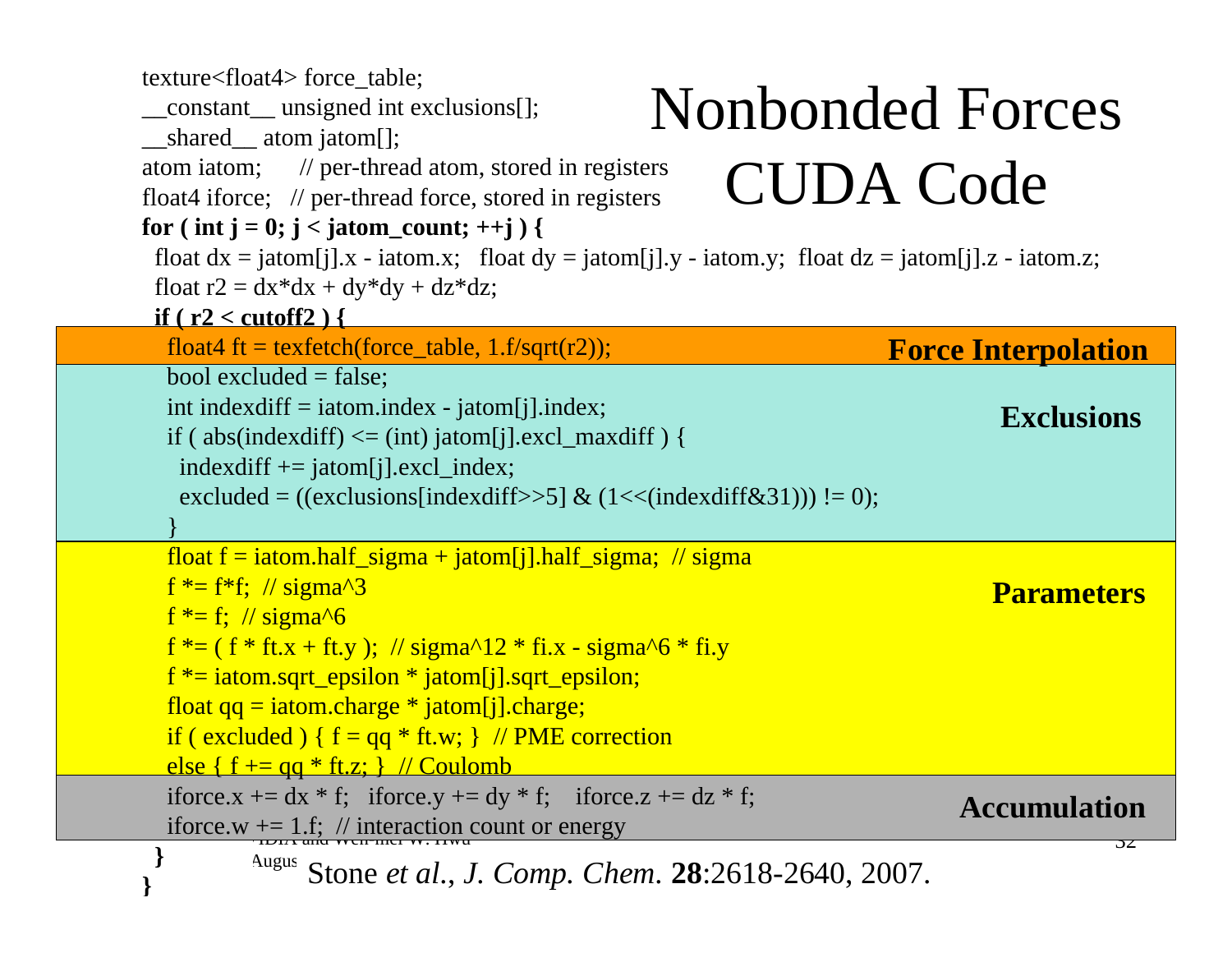# Nonbonded Forces CUDA Code

```
texture<float4> force_table;
__constant__ unsigned int exclusions[];
__shared__ atom jatom[];
atom iatom;      // per-thread atom, stored in registers
float4 iforce;   // per-thread force, stored in registers
for ( int j = 0; j < jatom_count; ++j ) {
  float dx = jatom[j].x - iatom.x;   float dy = jatom[j].y - iatom.y;  float dz = jatom[j].z - iatom.z;
  float r2 = dx*dx + dy*dy + dz*dz;
  if ( r2 < cutoff2 ) {
    float4 ft = texfetch(force_table, 1.f/sqrt(r2));                                   // Force Interpolation
    bool excluded = false;                                                              // Exclusions
    int indexdiff = iatom.index - jatom[j].index;
    if ( abs(indexdiff) <= (int) jatom[j].excl_maxdiff ) {
      indexdiff += jatom[j].excl_index;
      excluded = ((exclusions[indexdiff>>5] & (1<<(indexdiff&31))) != 0);
    }
    float f = iatom.half_sigma + jatom[j].half_sigma;  // sigma                         // Parameters
    f *= f*f;  // sigma^3
    f *= f;  // sigma^6
    f *= ( f * ft.x + ft.y );  // sigma^12 * fi.x - sigma^6 * fi.y
    f *= iatom.sqrt_epsilon * jatom[j].sqrt_epsilon;
    float qq = iatom.charge * jatom[j].charge;
    if ( excluded ) { f = qq * ft.w; }  // PME correction
    else { f += qq * ft.z; }  // Coulomb
    iforce.x += dx * f;   iforce.y += dy * f;    iforce.z += dz * f;                    // Accumulation
    iforce.w += 1.f;  // interaction count or energy
  }
}
```

Stone *et al.*, *J. Comp. Chem.* **28**:2618-2640, 2007.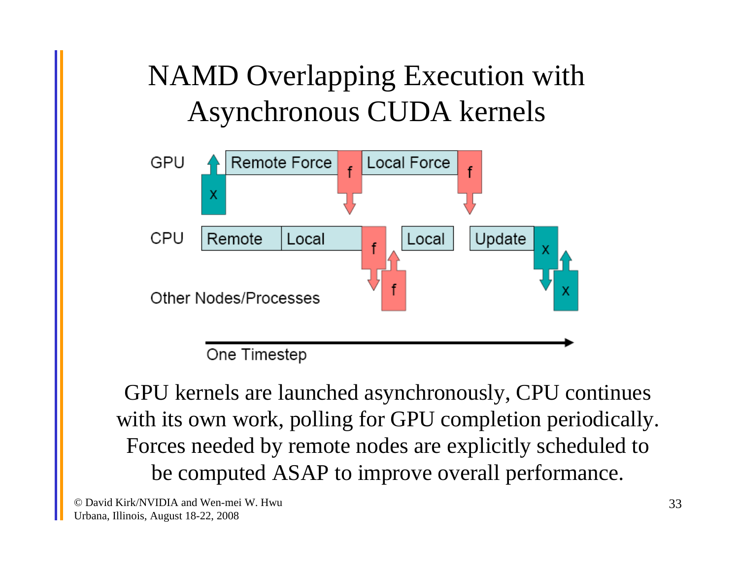# NAMD Overlapping Execution with Asynchronous CUDA kernels

GPU kernels are launched asynchronously, CPU continues with its own work, polling for GPU completion periodically. Forces needed by remote nodes are explicitly scheduled to be computed ASAP to improve overall performance.

© David Kirk/NVIDIA and Wen-mei W. Hwu
Urbana, Illinois, August 18-22, 2008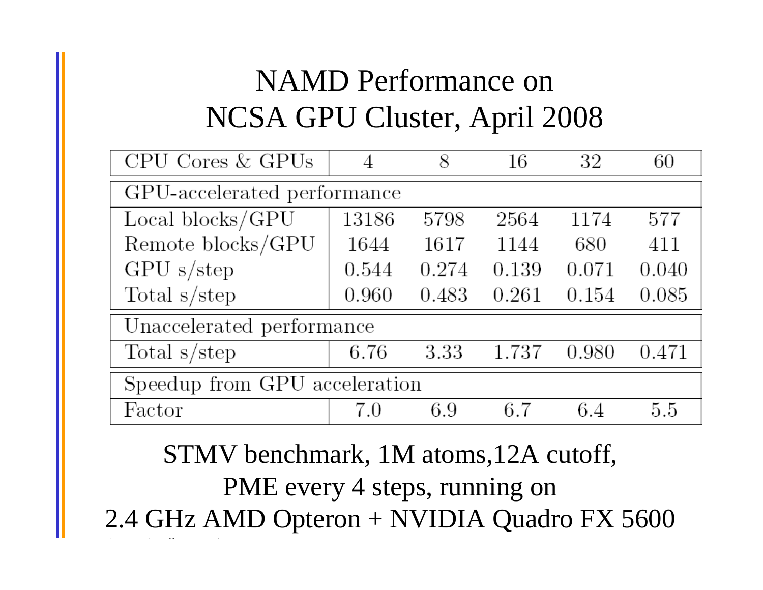# NAMD Performance on NCSA GPU Cluster, April 2008

| CPU Cores & GPUs | 4 | 8 | 16 | 32 | 60 |
|---|---|---|---|---|---|
| **GPU-accelerated performance** | | | | | |
| Local blocks/GPU | 13186 | 5798 | 2564 | 1174 | 577 |
| Remote blocks/GPU | 1644 | 1617 | 1144 | 680 | 411 |
| GPU s/step | 0.544 | 0.274 | 0.139 | 0.071 | 0.040 |
| Total s/step | 0.960 | 0.483 | 0.261 | 0.154 | 0.085 |
| **Unaccelerated performance** | | | | | |
| Total s/step | 6.76 | 3.33 | 1.737 | 0.980 | 0.471 |
| **Speedup from GPU acceleration** | | | | | |
| Factor | 7.0 | 6.9 | 6.7 | 6.4 | 5.5 |

STMV benchmark, 1M atoms,12A cutoff, PME every 4 steps, running on 2.4 GHz AMD Opteron + NVIDIA Quadro FX 5600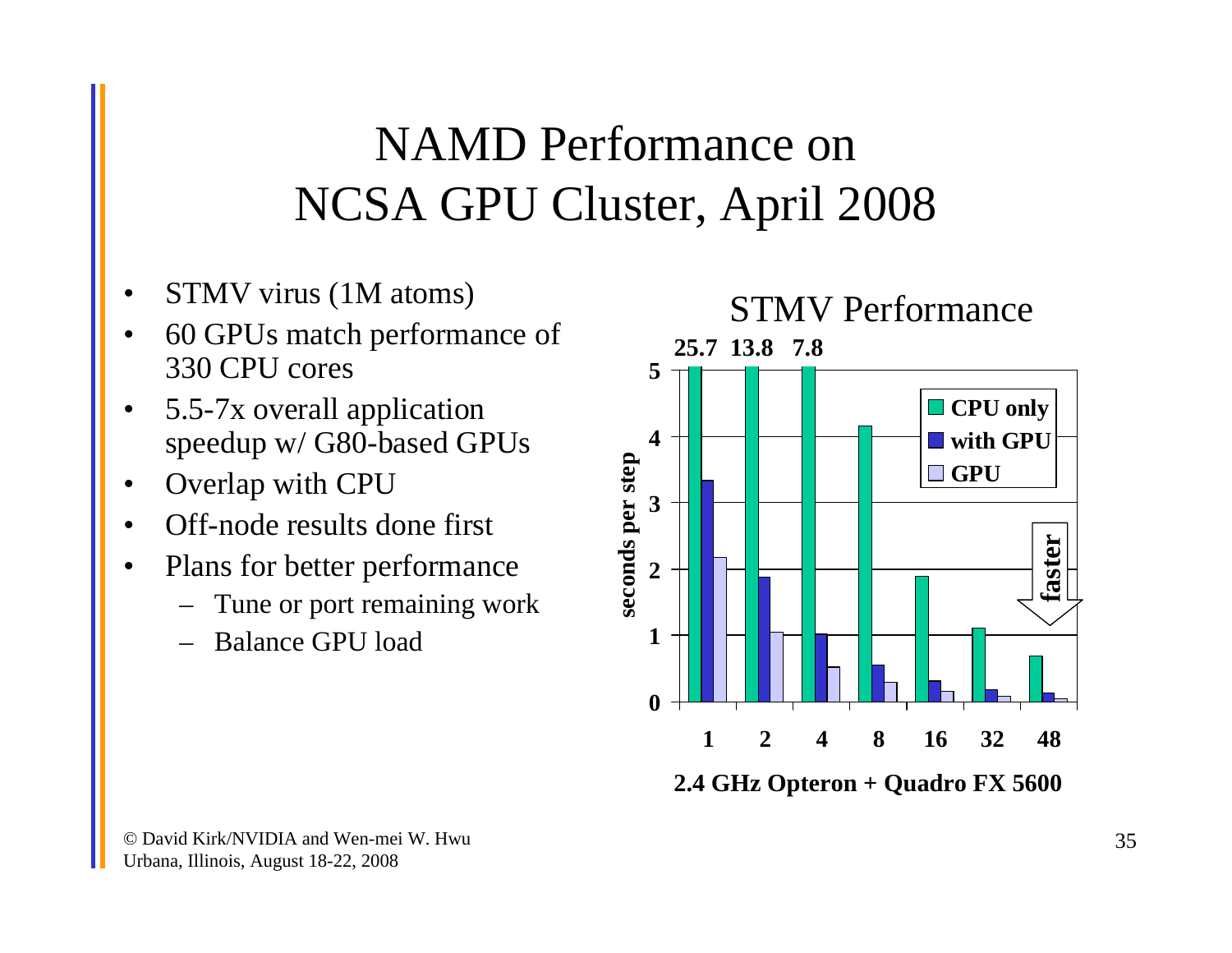# NAMD Performance on NCSA GPU Cluster, April 2008

- STMV virus (1M atoms)
- 60 GPUs match performance of 330 CPU cores
- 5.5-7x overall application speedup w/ G80-based GPUs
- Overlap with CPU
- Off-node results done first
- Plans for better performance
  - Tune or port remaining work
  - Balance GPU load

**STMV Performance**

**25.7 13.8 7.8**

seconds per step: 0, 1, 2, 3, 4, 5

**CPU only** / **with GPU** / **GPU**

faster

**1 2 4 8 16 32 48**

**2.4 GHz Opteron + Quadro FX 5600**

© David Kirk/NVIDIA and Wen-mei W. Hwu
Urbana, Illinois, August 18-22, 2008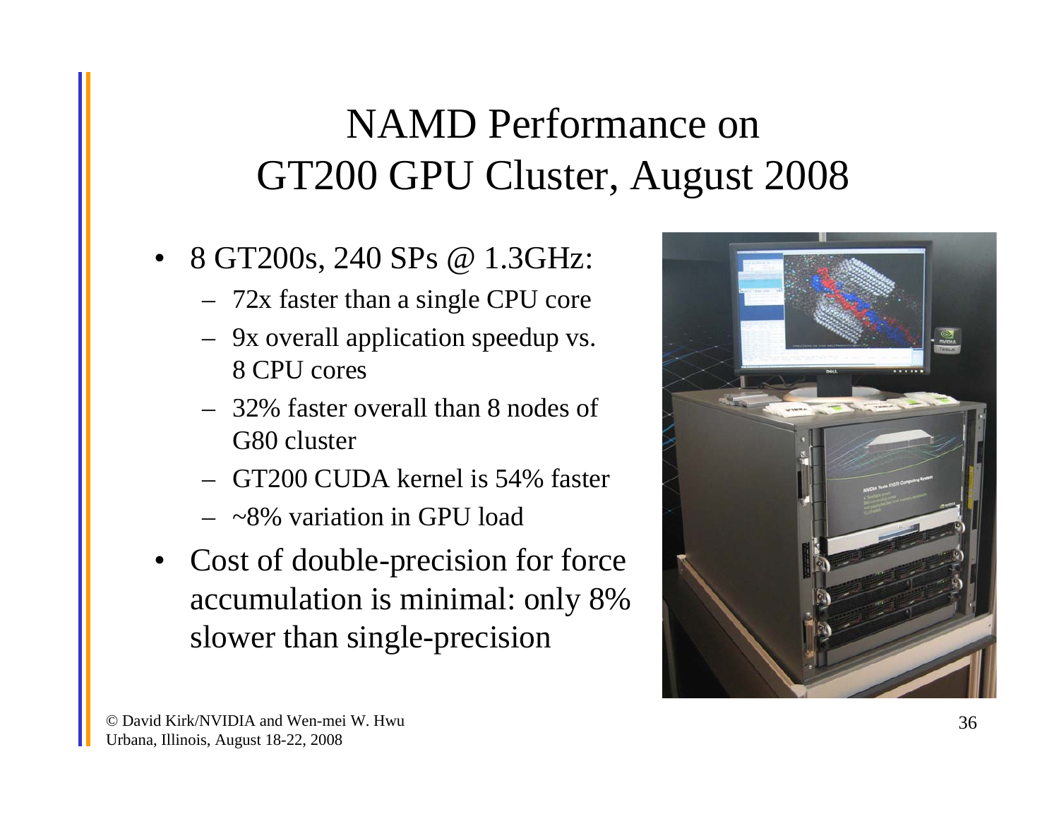# NAMD Performance on GT200 GPU Cluster, August 2008

- 8 GT200s, 240 SPs @ 1.3GHz:
  - 72x faster than a single CPU core
  - 9x overall application speedup vs. 8 CPU cores
  - 32% faster overall than 8 nodes of G80 cluster
  - GT200 CUDA kernel is 54% faster
  - ~8% variation in GPU load
- Cost of double-precision for force accumulation is minimal: only 8% slower than single-precision

© David Kirk/NVIDIA and Wen-mei W. Hwu
Urbana, Illinois, August 18-22, 2008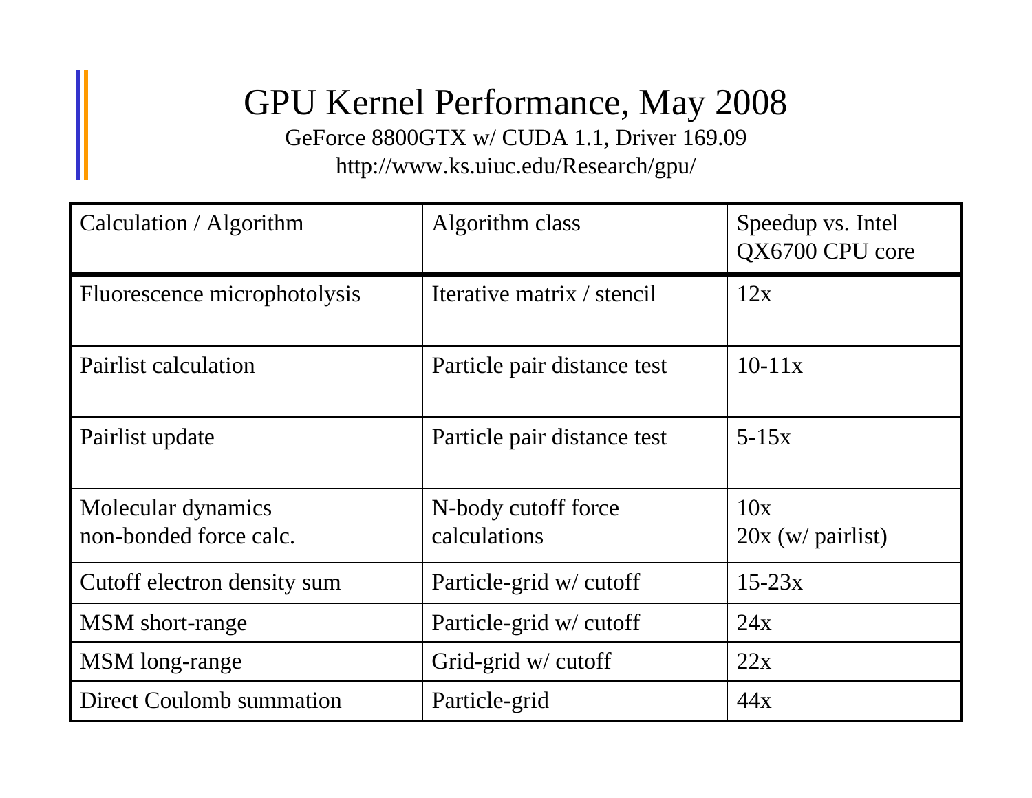# GPU Kernel Performance, May 2008

GeForce 8800GTX w/ CUDA 1.1, Driver 169.09

http://www.ks.uiuc.edu/Research/gpu/

| Calculation / Algorithm | Algorithm class | Speedup vs. Intel QX6700 CPU core |
|---|---|---|
| Fluorescence microphotolysis | Iterative matrix / stencil | 12x |
| Pairlist calculation | Particle pair distance test | 10-11x |
| Pairlist update | Particle pair distance test | 5-15x |
| Molecular dynamics non-bonded force calc. | N-body cutoff force calculations | 10x<br>20x (w/ pairlist) |
| Cutoff electron density sum | Particle-grid w/ cutoff | 15-23x |
| MSM short-range | Particle-grid w/ cutoff | 24x |
| MSM long-range | Grid-grid w/ cutoff | 22x |
| Direct Coulomb summation | Particle-grid | 44x |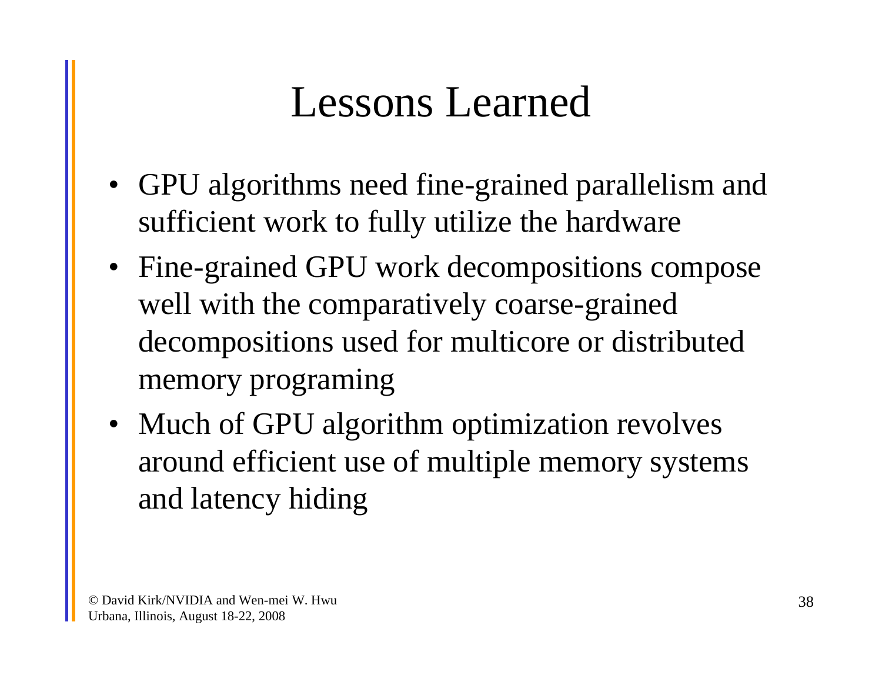# Lessons Learned

- GPU algorithms need fine-grained parallelism and sufficient work to fully utilize the hardware
- Fine-grained GPU work decompositions compose well with the comparatively coarse-grained decompositions used for multicore or distributed memory programing
- Much of GPU algorithm optimization revolves around efficient use of multiple memory systems and latency hiding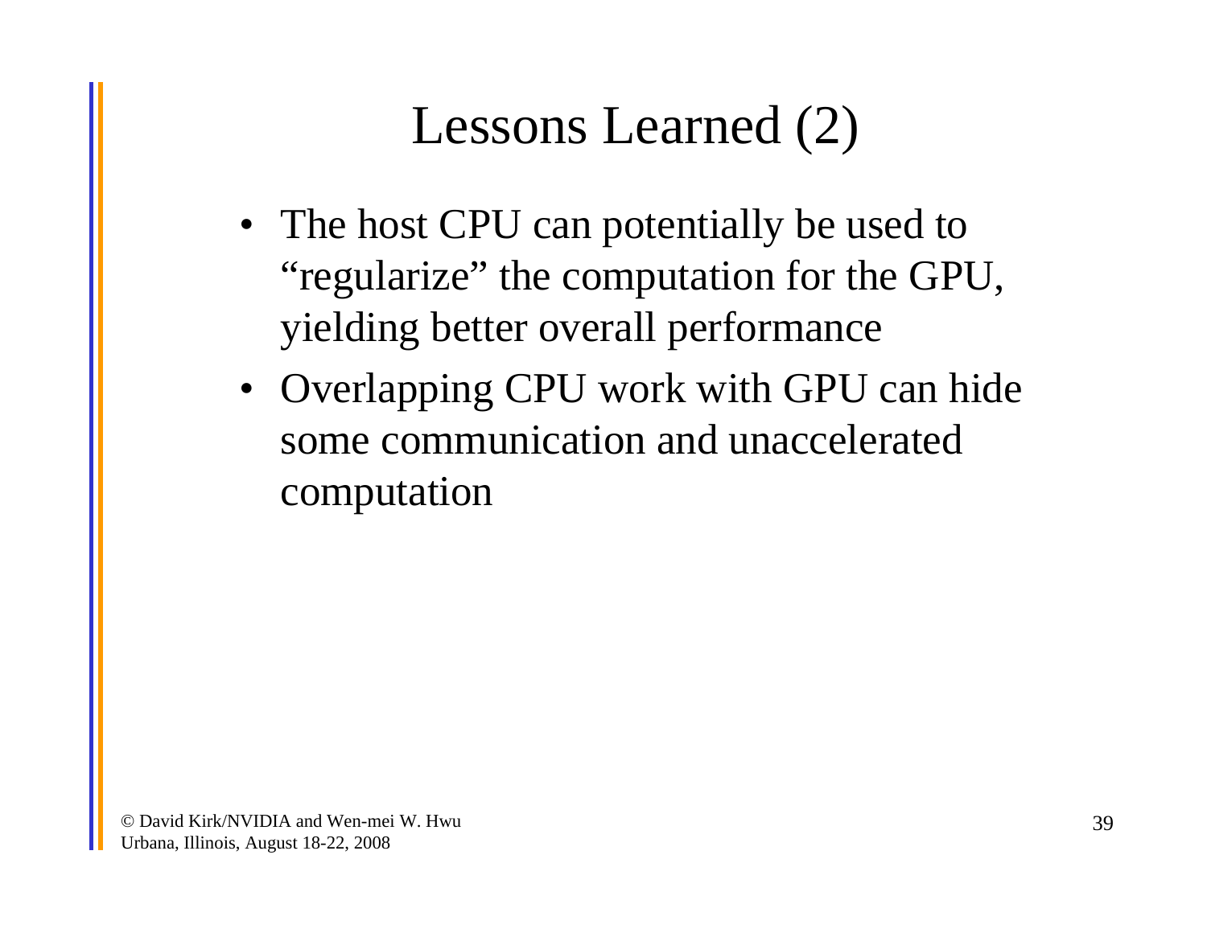# Lessons Learned (2)

- The host CPU can potentially be used to "regularize" the computation for the GPU, yielding better overall performance
- Overlapping CPU work with GPU can hide some communication and unaccelerated computation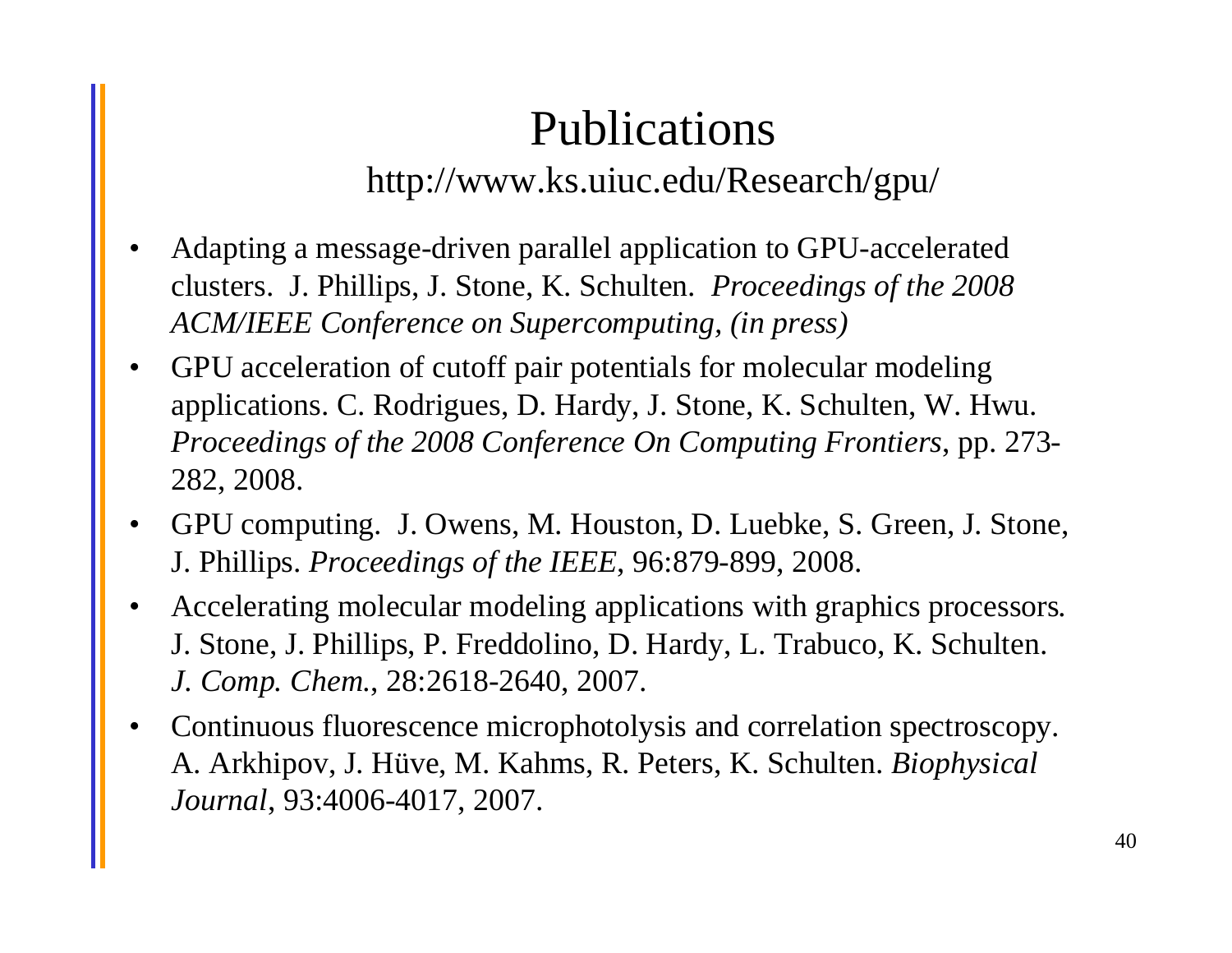# Publications

http://www.ks.uiuc.edu/Research/gpu/

- Adapting a message-driven parallel application to GPU-accelerated clusters. J. Phillips, J. Stone, K. Schulten. *Proceedings of the 2008 ACM/IEEE Conference on Supercomputing, (in press)*
- GPU acceleration of cutoff pair potentials for molecular modeling applications. C. Rodrigues, D. Hardy, J. Stone, K. Schulten, W. Hwu. *Proceedings of the 2008 Conference On Computing Frontiers*, pp. 273-282, 2008.
- GPU computing. J. Owens, M. Houston, D. Luebke, S. Green, J. Stone, J. Phillips. *Proceedings of the IEEE*, 96:879-899, 2008.
- Accelerating molecular modeling applications with graphics processors. J. Stone, J. Phillips, P. Freddolino, D. Hardy, L. Trabuco, K. Schulten. *J. Comp. Chem.*, 28:2618-2640, 2007.
- Continuous fluorescence microphotolysis and correlation spectroscopy. A. Arkhipov, J. Hüve, M. Kahms, R. Peters, K. Schulten. *Biophysical Journal*, 93:4006-4017, 2007.